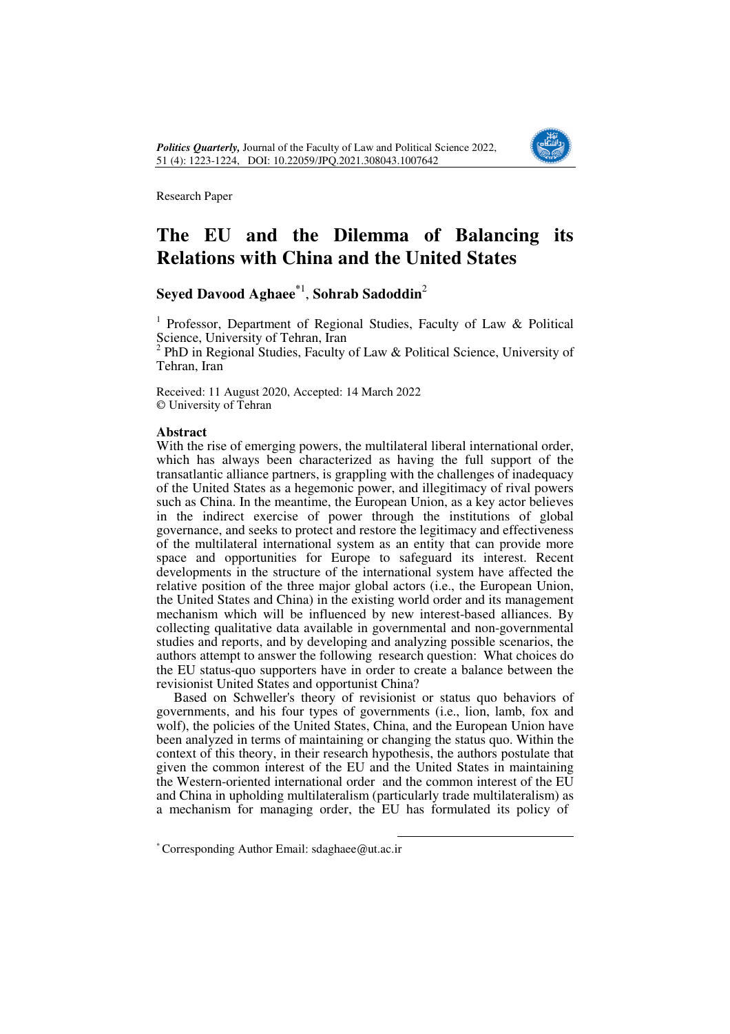Research Paper

# The EU and the Dilemma of Balancing its Relations with China and the United States

**Seyed Davood Aghaee**[*1], **Sohrab Sadoddin**[2]

[1] Professor, Department of Regional Studies, Faculty of Law & Political Science, University of Tehran, Iran
[2] PhD in Regional Studies, Faculty of Law & Political Science, University of Tehran, Iran

Received: 11 August 2020, Accepted: 14 March 2022
© University of Tehran

## Abstract

With the rise of emerging powers, the multilateral liberal international order, which has always been characterized as having the full support of the transatlantic alliance partners, is grappling with the challenges of inadequacy of the United States as a hegemonic power, and illegitimacy of rival powers such as China. In the meantime, the European Union, as a key actor believes in the indirect exercise of power through the institutions of global governance, and seeks to protect and restore the legitimacy and effectiveness of the multilateral international system as an entity that can provide more space and opportunities for Europe to safeguard its interest. Recent developments in the structure of the international system have affected the relative position of the three major global actors (i.e., the European Union, the United States and China) in the existing world order and its management mechanism which will be influenced by new interest-based alliances. By collecting qualitative data available in governmental and non-governmental studies and reports, and by developing and analyzing possible scenarios, the authors attempt to answer the following research question: What choices do the EU status-quo supporters have in order to create a balance between the revisionist United States and opportunist China?

Based on Schweller's theory of revisionist or status quo behaviors of governments, and his four types of governments (i.e., lion, lamb, fox and wolf), the policies of the United States, China, and the European Union have been analyzed in terms of maintaining or changing the status quo. Within the context of this theory, in their research hypothesis, the authors postulate that given the common interest of the EU and the United States in maintaining the Western-oriented international order and the common interest of the EU and China in upholding multilateralism (particularly trade multilateralism) as a mechanism for managing order, the EU has formulated its policy of

[*] Corresponding Author Email: sdaghaee@ut.ac.ir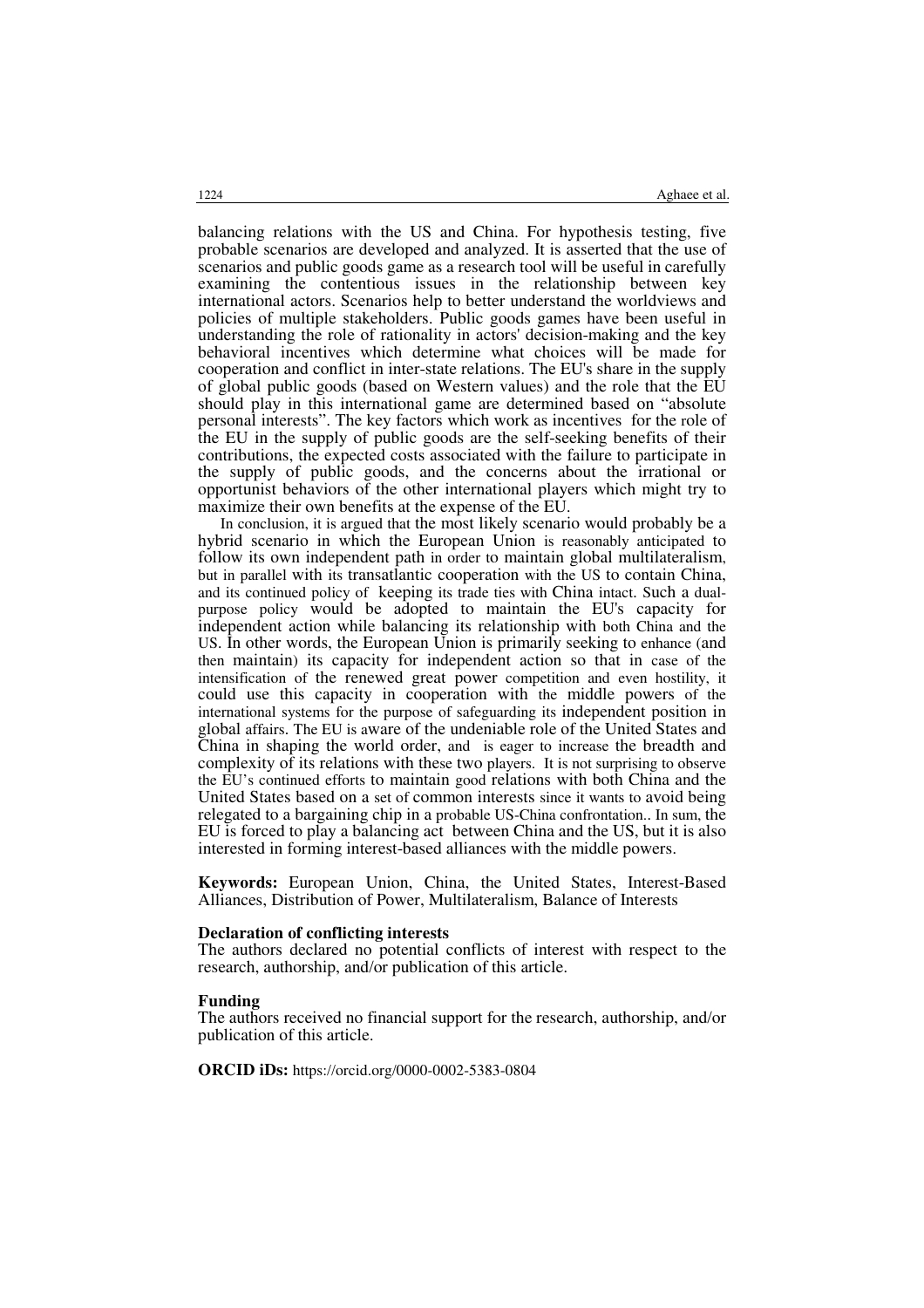balancing relations with the US and China. For hypothesis testing, five probable scenarios are developed and analyzed. It is asserted that the use of scenarios and public goods game as a research tool will be useful in carefully examining the contentious issues in the relationship between key international actors. Scenarios help to better understand the worldviews and policies of multiple stakeholders. Public goods games have been useful in understanding the role of rationality in actors' decision-making and the key behavioral incentives which determine what choices will be made for cooperation and conflict in inter-state relations. The EU's share in the supply of global public goods (based on Western values) and the role that the EU should play in this international game are determined based on "absolute personal interests". The key factors which work as incentives for the role of the EU in the supply of public goods are the self-seeking benefits of their contributions, the expected costs associated with the failure to participate in the supply of public goods, and the concerns about the irrational or opportunist behaviors of the other international players which might try to maximize their own benefits at the expense of the EU.

In conclusion, it is argued that the most likely scenario would probably be a hybrid scenario in which the European Union is reasonably anticipated to follow its own independent path in order to maintain global multilateralism, but in parallel with its transatlantic cooperation with the US to contain China, and its continued policy of keeping its trade ties with China intact. Such a dual-purpose policy would be adopted to maintain the EU's capacity for independent action while balancing its relationship with both China and the US. In other words, the European Union is primarily seeking to enhance (and then maintain) its capacity for independent action so that in case of the intensification of the renewed great power competition and even hostility, it could use this capacity in cooperation with the middle powers of the international systems for the purpose of safeguarding its independent position in global affairs. The EU is aware of the undeniable role of the United States and China in shaping the world order, and is eager to increase the breadth and complexity of its relations with these two players. It is not surprising to observe the EU's continued efforts to maintain good relations with both China and the United States based on a set of common interests since it wants to avoid being relegated to a bargaining chip in a probable US-China confrontation.. In sum, the EU is forced to play a balancing act between China and the US, but it is also interested in forming interest-based alliances with the middle powers.

**Keywords:** European Union, China, the United States, Interest-Based Alliances, Distribution of Power, Multilateralism, Balance of Interests

**Declaration of conflicting interests**

The authors declared no potential conflicts of interest with respect to the research, authorship, and/or publication of this article.

**Funding**

The authors received no financial support for the research, authorship, and/or publication of this article.

**ORCID iDs:** https://orcid.org/0000-0002-5383-0804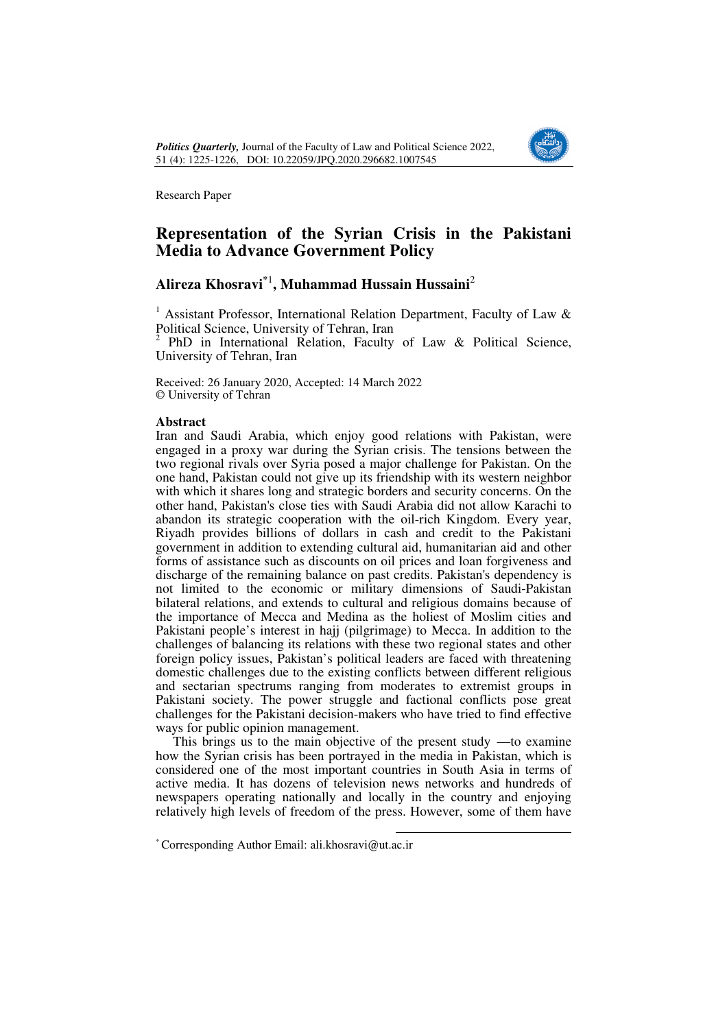Research Paper

# Representation of the Syrian Crisis in the Pakistani Media to Advance Government Policy

## Alireza Khosravi*[1], Muhammad Hussain Hussaini[2]

[1] Assistant Professor, International Relation Department, Faculty of Law & Political Science, University of Tehran, Iran
[2] PhD in International Relation, Faculty of Law & Political Science, University of Tehran, Iran

Received: 26 January 2020, Accepted: 14 March 2022
© University of Tehran

**Abstract**
Iran and Saudi Arabia, which enjoy good relations with Pakistan, were engaged in a proxy war during the Syrian crisis. The tensions between the two regional rivals over Syria posed a major challenge for Pakistan. On the one hand, Pakistan could not give up its friendship with its western neighbor with which it shares long and strategic borders and security concerns. On the other hand, Pakistan's close ties with Saudi Arabia did not allow Karachi to abandon its strategic cooperation with the oil-rich Kingdom. Every year, Riyadh provides billions of dollars in cash and credit to the Pakistani government in addition to extending cultural aid, humanitarian aid and other forms of assistance such as discounts on oil prices and loan forgiveness and discharge of the remaining balance on past credits. Pakistan's dependency is not limited to the economic or military dimensions of Saudi-Pakistan bilateral relations, and extends to cultural and religious domains because of the importance of Mecca and Medina as the holiest of Moslim cities and Pakistani people's interest in hajj (pilgrimage) to Mecca. In addition to the challenges of balancing its relations with these two regional states and other foreign policy issues, Pakistan's political leaders are faced with threatening domestic challenges due to the existing conflicts between different religious and sectarian spectrums ranging from moderates to extremist groups in Pakistani society. The power struggle and factional conflicts pose great challenges for the Pakistani decision-makers who have tried to find effective ways for public opinion management.

This brings us to the main objective of the present study —to examine how the Syrian crisis has been portrayed in the media in Pakistan, which is considered one of the most important countries in South Asia in terms of active media. It has dozens of television news networks and hundreds of newspapers operating nationally and locally in the country and enjoying relatively high levels of freedom of the press. However, some of them have

* Corresponding Author Email: ali.khosravi@ut.ac.ir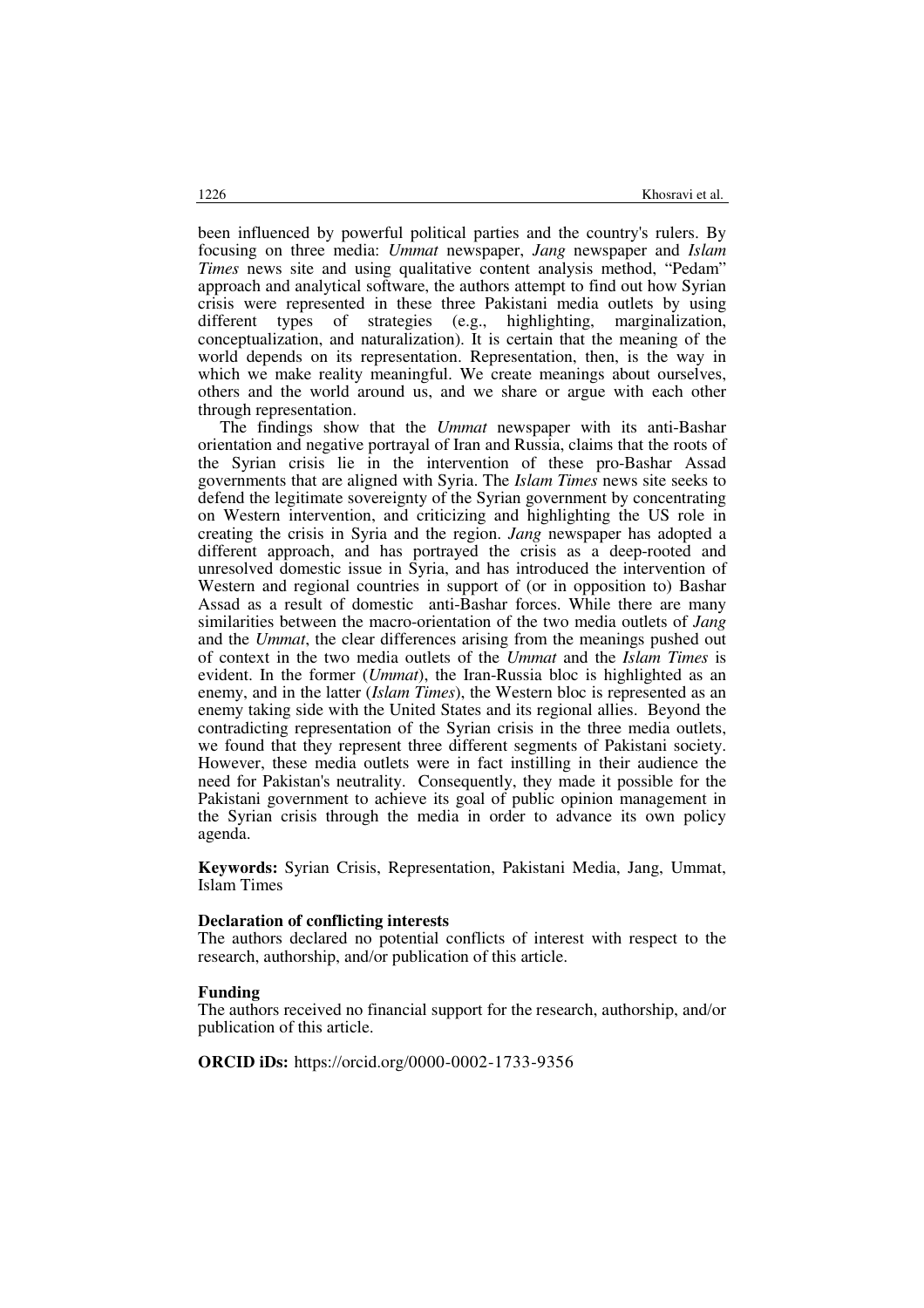been influenced by powerful political parties and the country's rulers. By focusing on three media: *Ummat* newspaper, *Jang* newspaper and *Islam Times* news site and using qualitative content analysis method, "Pedam" approach and analytical software, the authors attempt to find out how Syrian crisis were represented in these three Pakistani media outlets by using different types of strategies (e.g., highlighting, marginalization, conceptualization, and naturalization). It is certain that the meaning of the world depends on its representation. Representation, then, is the way in which we make reality meaningful. We create meanings about ourselves, others and the world around us, and we share or argue with each other through representation.

The findings show that the *Ummat* newspaper with its anti-Bashar orientation and negative portrayal of Iran and Russia, claims that the roots of the Syrian crisis lie in the intervention of these pro-Bashar Assad governments that are aligned with Syria. The *Islam Times* news site seeks to defend the legitimate sovereignty of the Syrian government by concentrating on Western intervention, and criticizing and highlighting the US role in creating the crisis in Syria and the region. *Jang* newspaper has adopted a different approach, and has portrayed the crisis as a deep-rooted and unresolved domestic issue in Syria, and has introduced the intervention of Western and regional countries in support of (or in opposition to) Bashar Assad as a result of domestic anti-Bashar forces. While there are many similarities between the macro-orientation of the two media outlets of *Jang* and the *Ummat*, the clear differences arising from the meanings pushed out of context in the two media outlets of the *Ummat* and the *Islam Times* is evident. In the former (*Ummat*), the Iran-Russia bloc is highlighted as an enemy, and in the latter (*Islam Times*), the Western bloc is represented as an enemy taking side with the United States and its regional allies. Beyond the contradicting representation of the Syrian crisis in the three media outlets, we found that they represent three different segments of Pakistani society. However, these media outlets were in fact instilling in their audience the need for Pakistan's neutrality. Consequently, they made it possible for the Pakistani government to achieve its goal of public opinion management in the Syrian crisis through the media in order to advance its own policy agenda.

**Keywords:** Syrian Crisis, Representation, Pakistani Media, Jang, Ummat, Islam Times

**Declaration of conflicting interests**

The authors declared no potential conflicts of interest with respect to the research, authorship, and/or publication of this article.

**Funding**

The authors received no financial support for the research, authorship, and/or publication of this article.

**ORCID iDs:** https://orcid.org/0000-0002-1733-9356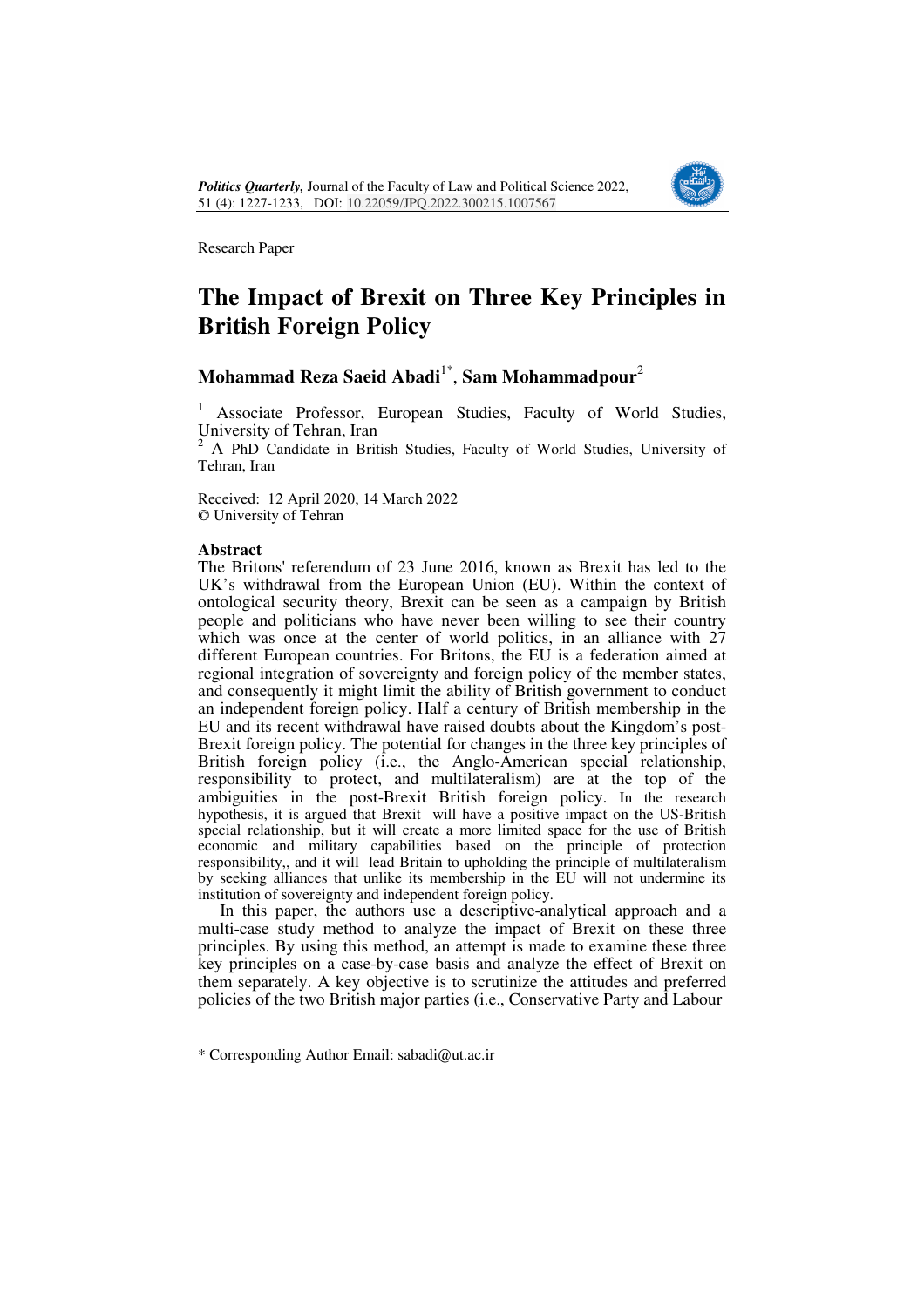*Politics Quarterly,* Journal of the Faculty of Law and Political Science 2022, 51 (4): 1227-1233, DOI: 10.22059/JPQ.2022.300215.1007567

Research Paper

# The Impact of Brexit on Three Key Principles in British Foreign Policy

## Mohammad Reza Saeid Abadi[1*], Sam Mohammadpour[2]

[1] Associate Professor, European Studies, Faculty of World Studies, University of Tehran, Iran

[2] A PhD Candidate in British Studies, Faculty of World Studies, University of Tehran, Iran

Received: 12 April 2020, 14 March 2022
© University of Tehran

### Abstract

The Britons' referendum of 23 June 2016, known as Brexit has led to the UK's withdrawal from the European Union (EU). Within the context of ontological security theory, Brexit can be seen as a campaign by British people and politicians who have never been willing to see their country which was once at the center of world politics, in an alliance with 27 different European countries. For Britons, the EU is a federation aimed at regional integration of sovereignty and foreign policy of the member states, and consequently it might limit the ability of British government to conduct an independent foreign policy. Half a century of British membership in the EU and its recent withdrawal have raised doubts about the Kingdom's post-Brexit foreign policy. The potential for changes in the three key principles of British foreign policy (i.e., the Anglo-American special relationship, responsibility to protect, and multilateralism) are at the top of the ambiguities in the post-Brexit British foreign policy. In the research hypothesis, it is argued that Brexit will have a positive impact on the US-British special relationship, but it will create a more limited space for the use of British economic and military capabilities based on the principle of protection responsibility,, and it will lead Britain to upholding the principle of multilateralism by seeking alliances that unlike its membership in the EU will not undermine its institution of sovereignty and independent foreign policy.

In this paper, the authors use a descriptive-analytical approach and a multi-case study method to analyze the impact of Brexit on these three principles. By using this method, an attempt is made to examine these three key principles on a case-by-case basis and analyze the effect of Brexit on them separately. A key objective is to scrutinize the attitudes and preferred policies of the two British major parties (i.e., Conservative Party and Labour

* Corresponding Author Email: sabadi@ut.ac.ir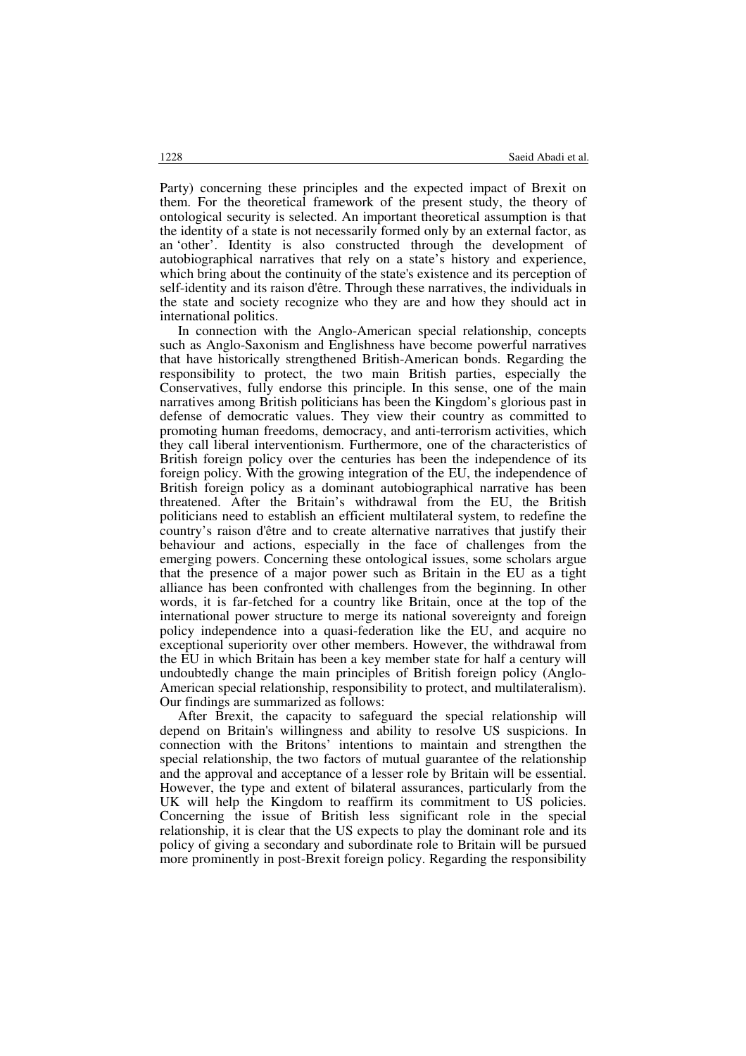Party) concerning these principles and the expected impact of Brexit on them. For the theoretical framework of the present study, the theory of ontological security is selected. An important theoretical assumption is that the identity of a state is not necessarily formed only by an external factor, as an 'other'. Identity is also constructed through the development of autobiographical narratives that rely on a state's history and experience, which bring about the continuity of the state's existence and its perception of self-identity and its raison d'être. Through these narratives, the individuals in the state and society recognize who they are and how they should act in international politics.

In connection with the Anglo-American special relationship, concepts such as Anglo-Saxonism and Englishness have become powerful narratives that have historically strengthened British-American bonds. Regarding the responsibility to protect, the two main British parties, especially the Conservatives, fully endorse this principle. In this sense, one of the main narratives among British politicians has been the Kingdom's glorious past in defense of democratic values. They view their country as committed to promoting human freedoms, democracy, and anti-terrorism activities, which they call liberal interventionism. Furthermore, one of the characteristics of British foreign policy over the centuries has been the independence of its foreign policy. With the growing integration of the EU, the independence of British foreign policy as a dominant autobiographical narrative has been threatened. After the Britain's withdrawal from the EU, the British politicians need to establish an efficient multilateral system, to redefine the country's raison d'être and to create alternative narratives that justify their behaviour and actions, especially in the face of challenges from the emerging powers. Concerning these ontological issues, some scholars argue that the presence of a major power such as Britain in the EU as a tight alliance has been confronted with challenges from the beginning. In other words, it is far-fetched for a country like Britain, once at the top of the international power structure to merge its national sovereignty and foreign policy independence into a quasi-federation like the EU, and acquire no exceptional superiority over other members. However, the withdrawal from the EU in which Britain has been a key member state for half a century will undoubtedly change the main principles of British foreign policy (Anglo-American special relationship, responsibility to protect, and multilateralism). Our findings are summarized as follows:

After Brexit, the capacity to safeguard the special relationship will depend on Britain's willingness and ability to resolve US suspicions. In connection with the Britons' intentions to maintain and strengthen the special relationship, the two factors of mutual guarantee of the relationship and the approval and acceptance of a lesser role by Britain will be essential. However, the type and extent of bilateral assurances, particularly from the UK will help the Kingdom to reaffirm its commitment to US policies. Concerning the issue of British less significant role in the special relationship, it is clear that the US expects to play the dominant role and its policy of giving a secondary and subordinate role to Britain will be pursued more prominently in post-Brexit foreign policy. Regarding the responsibility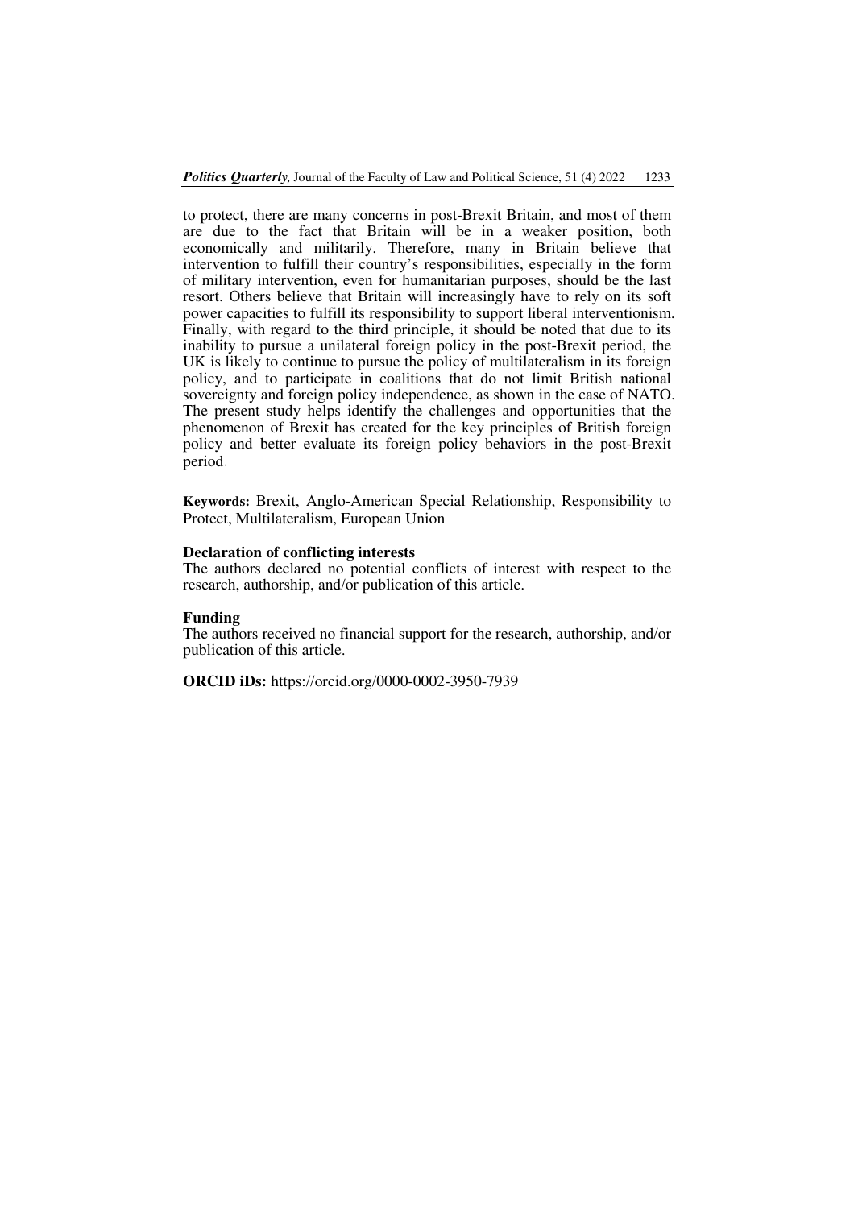to protect, there are many concerns in post-Brexit Britain, and most of them are due to the fact that Britain will be in a weaker position, both economically and militarily. Therefore, many in Britain believe that intervention to fulfill their country's responsibilities, especially in the form of military intervention, even for humanitarian purposes, should be the last resort. Others believe that Britain will increasingly have to rely on its soft power capacities to fulfill its responsibility to support liberal interventionism. Finally, with regard to the third principle, it should be noted that due to its inability to pursue a unilateral foreign policy in the post-Brexit period, the UK is likely to continue to pursue the policy of multilateralism in its foreign policy, and to participate in coalitions that do not limit British national sovereignty and foreign policy independence, as shown in the case of NATO. The present study helps identify the challenges and opportunities that the phenomenon of Brexit has created for the key principles of British foreign policy and better evaluate its foreign policy behaviors in the post-Brexit period.

**Keywords:** Brexit, Anglo-American Special Relationship, Responsibility to Protect, Multilateralism, European Union

**Declaration of conflicting interests**

The authors declared no potential conflicts of interest with respect to the research, authorship, and/or publication of this article.

**Funding**

The authors received no financial support for the research, authorship, and/or publication of this article.

**ORCID iDs:** https://orcid.org/0000-0002-3950-7939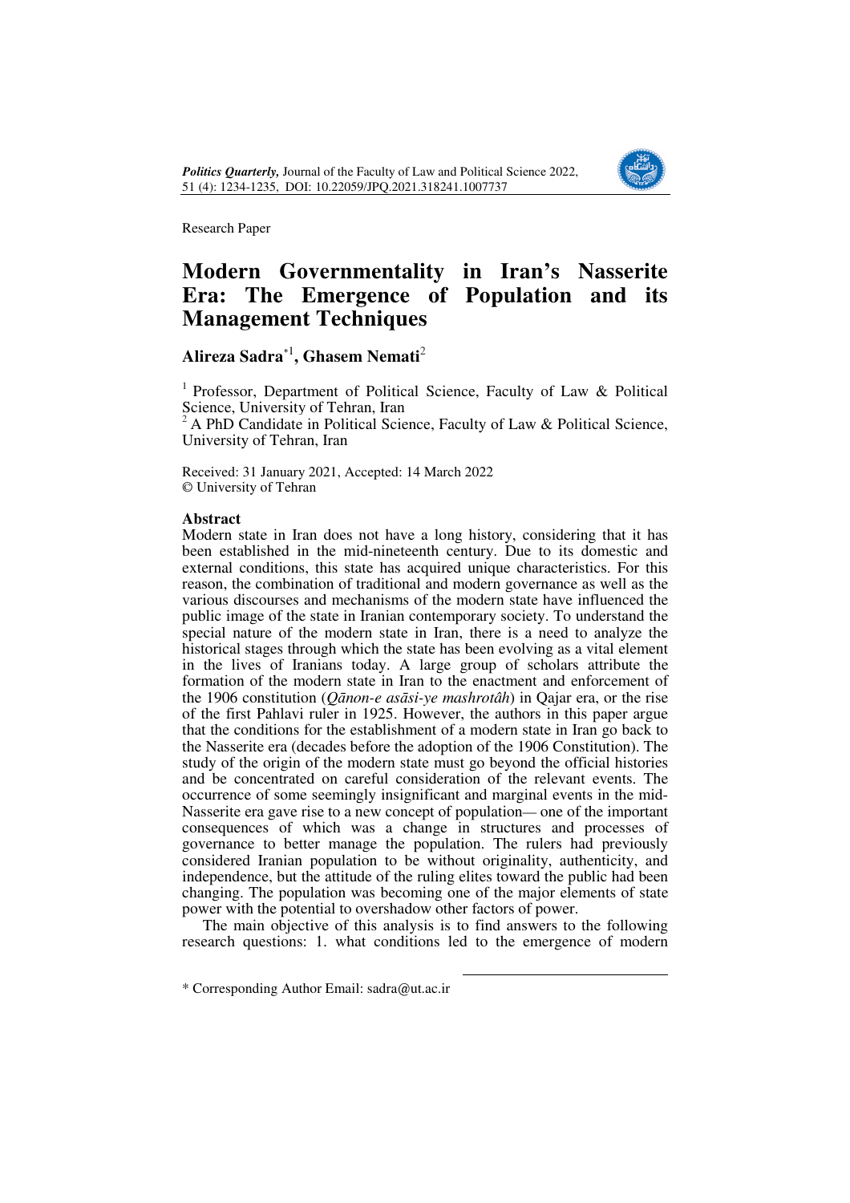Research Paper

# Modern Governmentality in Iran's Nasserite Era: The Emergence of Population and its Management Techniques

**Alireza Sadra**[*1], **Ghasem Nemati**[2]

[1] Professor, Department of Political Science, Faculty of Law & Political Science, University of Tehran, Iran

[2] A PhD Candidate in Political Science, Faculty of Law & Political Science, University of Tehran, Iran

Received: 31 January 2021, Accepted: 14 March 2022
© University of Tehran

### Abstract

Modern state in Iran does not have a long history, considering that it has been established in the mid-nineteenth century. Due to its domestic and external conditions, this state has acquired unique characteristics. For this reason, the combination of traditional and modern governance as well as the various discourses and mechanisms of the modern state have influenced the public image of the state in Iranian contemporary society. To understand the special nature of the modern state in Iran, there is a need to analyze the historical stages through which the state has been evolving as a vital element in the lives of Iranians today. A large group of scholars attribute the formation of the modern state in Iran to the enactment and enforcement of the 1906 constitution (*Qānon-e asāsi-ye mashrotâh*) in Qajar era, or the rise of the first Pahlavi ruler in 1925. However, the authors in this paper argue that the conditions for the establishment of a modern state in Iran go back to the Nasserite era (decades before the adoption of the 1906 Constitution). The study of the origin of the modern state must go beyond the official histories and be concentrated on careful consideration of the relevant events. The occurrence of some seemingly insignificant and marginal events in the mid-Nasserite era gave rise to a new concept of population— one of the important consequences of which was a change in structures and processes of governance to better manage the population. The rulers had previously considered Iranian population to be without originality, authenticity, and independence, but the attitude of the ruling elites toward the public had been changing. The population was becoming one of the major elements of state power with the potential to overshadow other factors of power.

The main objective of this analysis is to find answers to the following research questions: 1. what conditions led to the emergence of modern

* Corresponding Author Email: sadra@ut.ac.ir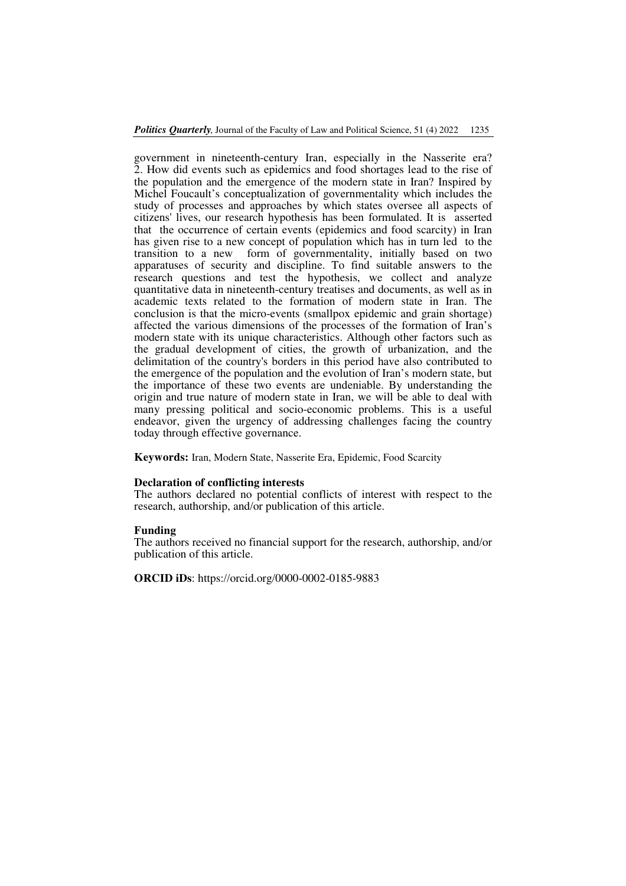government in nineteenth-century Iran, especially in the Nasserite era? 2. How did events such as epidemics and food shortages lead to the rise of the population and the emergence of the modern state in Iran? Inspired by Michel Foucault's conceptualization of governmentality which includes the study of processes and approaches by which states oversee all aspects of citizens' lives, our research hypothesis has been formulated. It is asserted that the occurrence of certain events (epidemics and food scarcity) in Iran has given rise to a new concept of population which has in turn led to the transition to a new form of governmentality, initially based on two apparatuses of security and discipline. To find suitable answers to the research questions and test the hypothesis, we collect and analyze quantitative data in nineteenth-century treatises and documents, as well as in academic texts related to the formation of modern state in Iran. The conclusion is that the micro-events (smallpox epidemic and grain shortage) affected the various dimensions of the processes of the formation of Iran's modern state with its unique characteristics. Although other factors such as the gradual development of cities, the growth of urbanization, and the delimitation of the country's borders in this period have also contributed to the emergence of the population and the evolution of Iran's modern state, but the importance of these two events are undeniable. By understanding the origin and true nature of modern state in Iran, we will be able to deal with many pressing political and socio-economic problems. This is a useful endeavor, given the urgency of addressing challenges facing the country today through effective governance.

**Keywords:** Iran, Modern State, Nasserite Era, Epidemic, Food Scarcity

**Declaration of conflicting interests**

The authors declared no potential conflicts of interest with respect to the research, authorship, and/or publication of this article.

**Funding**

The authors received no financial support for the research, authorship, and/or publication of this article.

**ORCID iDs**: https://orcid.org/0000-0002-0185-9883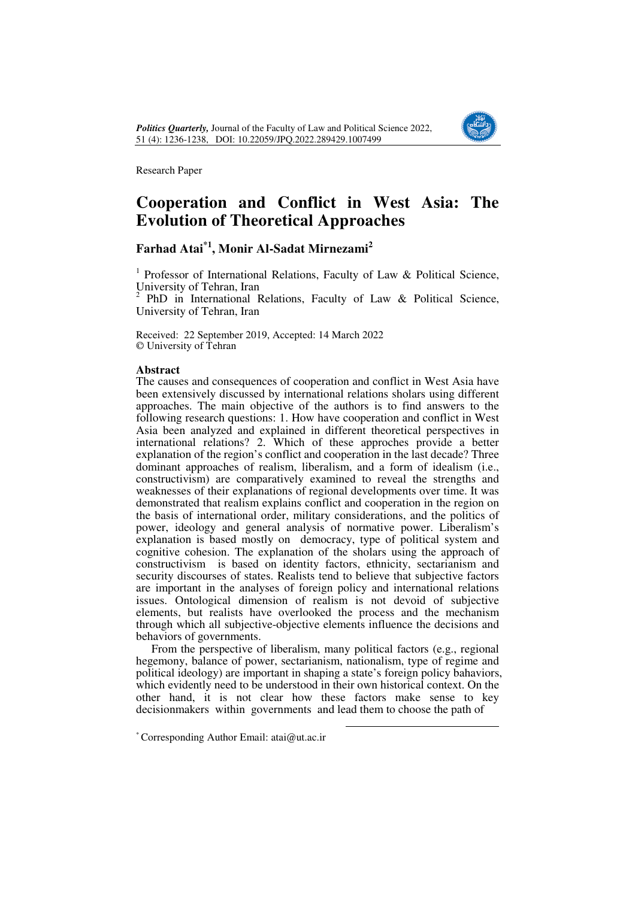Research Paper

# Cooperation and Conflict in West Asia: The Evolution of Theoretical Approaches

## Farhad Atai*[1], Monir Al-Sadat Mirnezami[2]

[1] Professor of International Relations, Faculty of Law & Political Science, University of Tehran, Iran
[2] PhD in International Relations, Faculty of Law & Political Science, University of Tehran, Iran

Received: 22 September 2019, Accepted: 14 March 2022
© University of Tehran

### Abstract

The causes and consequences of cooperation and conflict in West Asia have been extensively discussed by international relations sholars using different approaches. The main objective of the authors is to find answers to the following research questions: 1. How have cooperation and conflict in West Asia been analyzed and explained in different theoretical perspectives in international relations? 2. Which of these approches provide a better explanation of the region's conflict and cooperation in the last decade? Three dominant approaches of realism, liberalism, and a form of idealism (i.e., constructivism) are comparatively examined to reveal the strengths and weaknesses of their explanations of regional developments over time. It was demonstrated that realism explains conflict and cooperation in the region on the basis of international order, military considerations, and the politics of power, ideology and general analysis of normative power. Liberalism's explanation is based mostly on democracy, type of political system and cognitive cohesion. The explanation of the sholars using the approach of constructivism is based on identity factors, ethnicity, sectarianism and security discourses of states. Realists tend to believe that subjective factors are important in the analyses of foreign policy and international relations issues. Ontological dimension of realism is not devoid of subjective elements, but realists have overlooked the process and the mechanism through which all subjective-objective elements influence the decisions and behaviors of governments.

From the perspective of liberalism, many political factors (e.g., regional hegemony, balance of power, sectarianism, nationalism, type of regime and political ideology) are important in shaping a state's foreign policy bahaviors, which evidently need to be understood in their own historical context. On the other hand, it is not clear how these factors make sense to key decisionmakers within governments and lead them to choose the path of

* Corresponding Author Email: atai@ut.ac.ir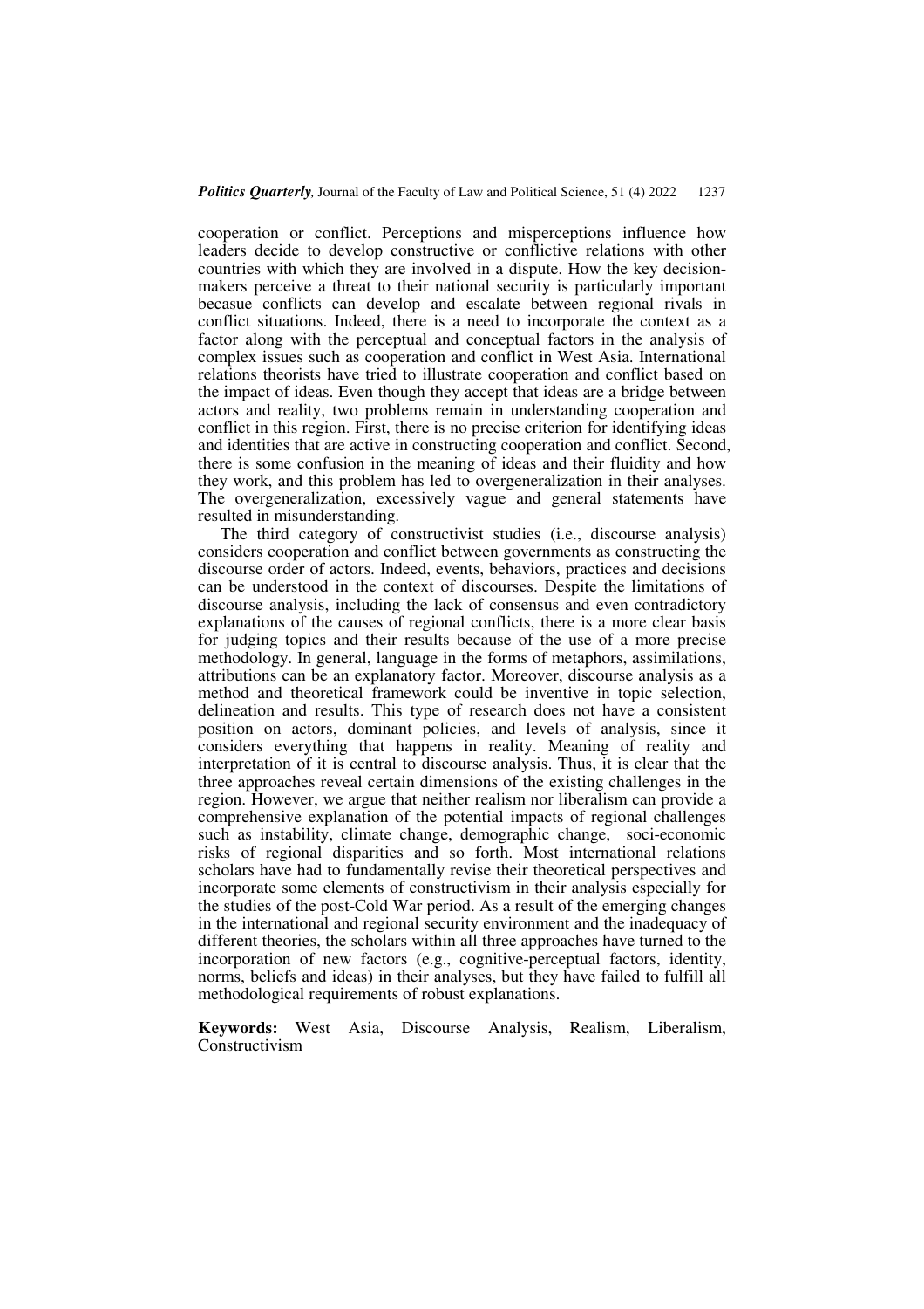cooperation or conflict. Perceptions and misperceptions influence how leaders decide to develop constructive or conflictive relations with other countries with which they are involved in a dispute. How the key decision-makers perceive a threat to their national security is particularly important becasue conflicts can develop and escalate between regional rivals in conflict situations. Indeed, there is a need to incorporate the context as a factor along with the perceptual and conceptual factors in the analysis of complex issues such as cooperation and conflict in West Asia. International relations theorists have tried to illustrate cooperation and conflict based on the impact of ideas. Even though they accept that ideas are a bridge between actors and reality, two problems remain in understanding cooperation and conflict in this region. First, there is no precise criterion for identifying ideas and identities that are active in constructing cooperation and conflict. Second, there is some confusion in the meaning of ideas and their fluidity and how they work, and this problem has led to overgeneralization in their analyses. The overgeneralization, excessively vague and general statements have resulted in misunderstanding.

The third category of constructivist studies (i.e., discourse analysis) considers cooperation and conflict between governments as constructing the discourse order of actors. Indeed, events, behaviors, practices and decisions can be understood in the context of discourses. Despite the limitations of discourse analysis, including the lack of consensus and even contradictory explanations of the causes of regional conflicts, there is a more clear basis for judging topics and their results because of the use of a more precise methodology. In general, language in the forms of metaphors, assimilations, attributions can be an explanatory factor. Moreover, discourse analysis as a method and theoretical framework could be inventive in topic selection, delineation and results. This type of research does not have a consistent position on actors, dominant policies, and levels of analysis, since it considers everything that happens in reality. Meaning of reality and interpretation of it is central to discourse analysis. Thus, it is clear that the three approaches reveal certain dimensions of the existing challenges in the region. However, we argue that neither realism nor liberalism can provide a comprehensive explanation of the potential impacts of regional challenges such as instability, climate change, demographic change, soci-economic risks of regional disparities and so forth. Most international relations scholars have had to fundamentally revise their theoretical perspectives and incorporate some elements of constructivism in their analysis especially for the studies of the post-Cold War period. As a result of the emerging changes in the international and regional security environment and the inadequacy of different theories, the scholars within all three approaches have turned to the incorporation of new factors (e.g., cognitive-perceptual factors, identity, norms, beliefs and ideas) in their analyses, but they have failed to fulfill all methodological requirements of robust explanations.

**Keywords:** West Asia, Discourse Analysis, Realism, Liberalism, Constructivism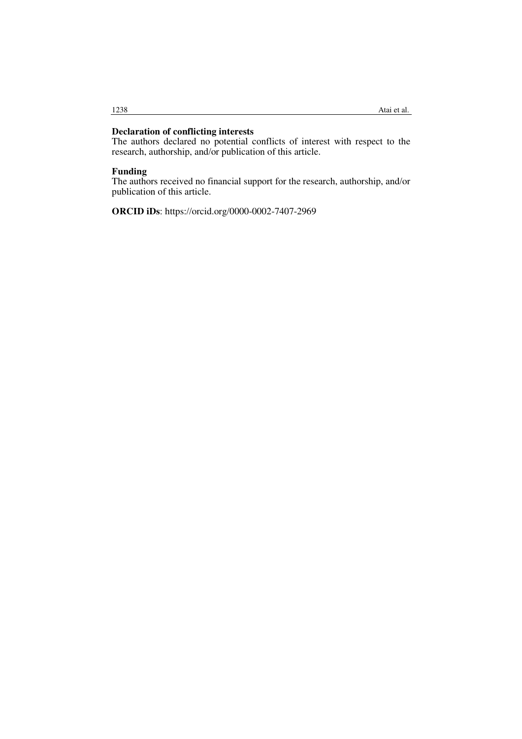## Declaration of conflicting interests

The authors declared no potential conflicts of interest with respect to the research, authorship, and/or publication of this article.

## Funding

The authors received no financial support for the research, authorship, and/or publication of this article.

**ORCID iDs**: https://orcid.org/0000-0002-7407-2969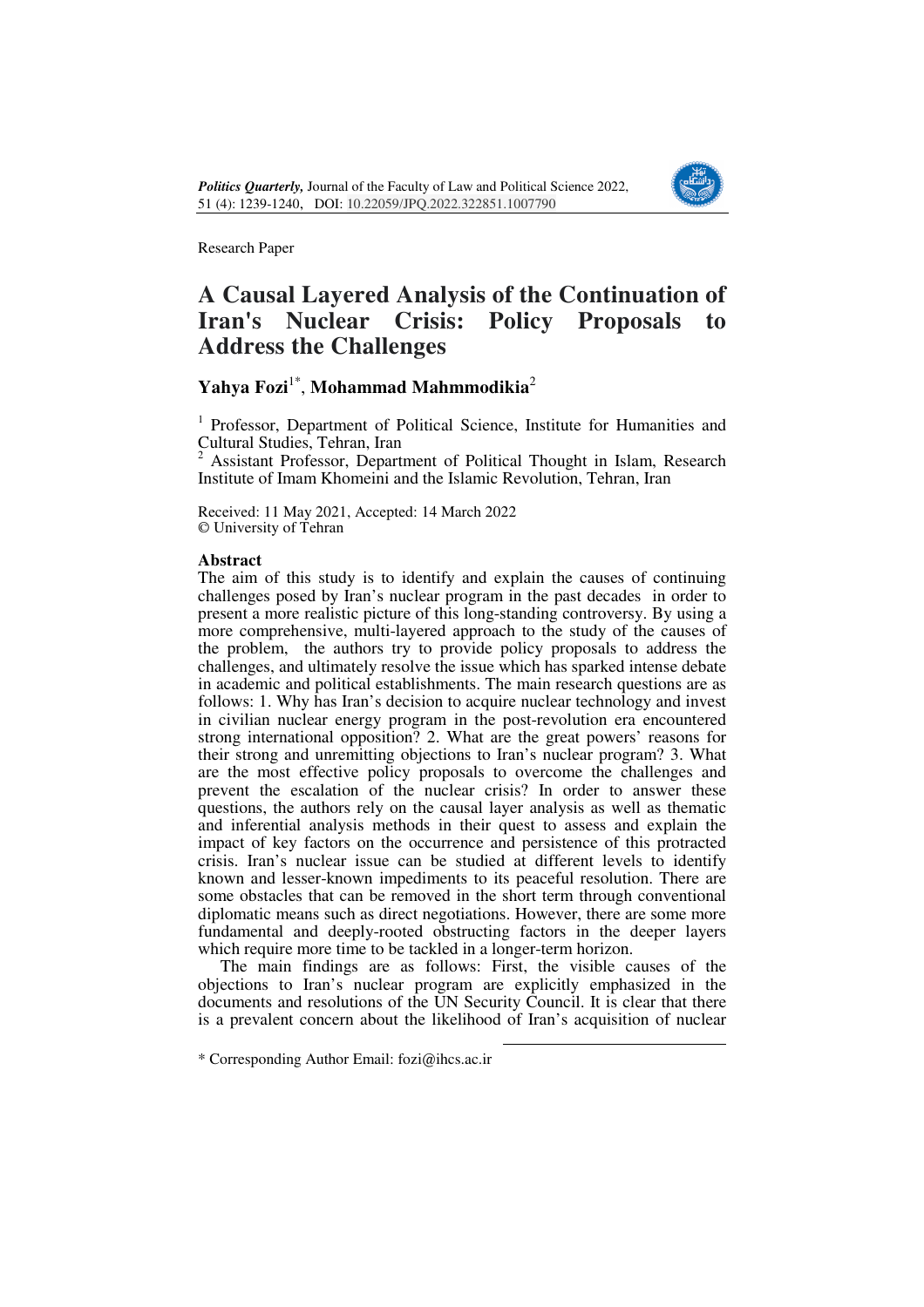Research Paper

# A Causal Layered Analysis of the Continuation of Iran's Nuclear Crisis: Policy Proposals to Address the Challenges

## Yahya Fozi[1*], Mohammad Mahmmodikia[2]

[1] Professor, Department of Political Science, Institute for Humanities and Cultural Studies, Tehran, Iran

[2] Assistant Professor, Department of Political Thought in Islam, Research Institute of Imam Khomeini and the Islamic Revolution, Tehran, Iran

Received: 11 May 2021, Accepted: 14 March 2022
© University of Tehran

### Abstract

The aim of this study is to identify and explain the causes of continuing challenges posed by Iran's nuclear program in the past decades in order to present a more realistic picture of this long-standing controversy. By using a more comprehensive, multi-layered approach to the study of the causes of the problem, the authors try to provide policy proposals to address the challenges, and ultimately resolve the issue which has sparked intense debate in academic and political establishments. The main research questions are as follows: 1. Why has Iran's decision to acquire nuclear technology and invest in civilian nuclear energy program in the post-revolution era encountered strong international opposition? 2. What are the great powers' reasons for their strong and unremitting objections to Iran's nuclear program? 3. What are the most effective policy proposals to overcome the challenges and prevent the escalation of the nuclear crisis? In order to answer these questions, the authors rely on the causal layer analysis as well as thematic and inferential analysis methods in their quest to assess and explain the impact of key factors on the occurrence and persistence of this protracted crisis. Iran's nuclear issue can be studied at different levels to identify known and lesser-known impediments to its peaceful resolution. There are some obstacles that can be removed in the short term through conventional diplomatic means such as direct negotiations. However, there are some more fundamental and deeply-rooted obstructing factors in the deeper layers which require more time to be tackled in a longer-term horizon.

The main findings are as follows: First, the visible causes of the objections to Iran's nuclear program are explicitly emphasized in the documents and resolutions of the UN Security Council. It is clear that there is a prevalent concern about the likelihood of Iran's acquisition of nuclear

* Corresponding Author Email: fozi@ihcs.ac.ir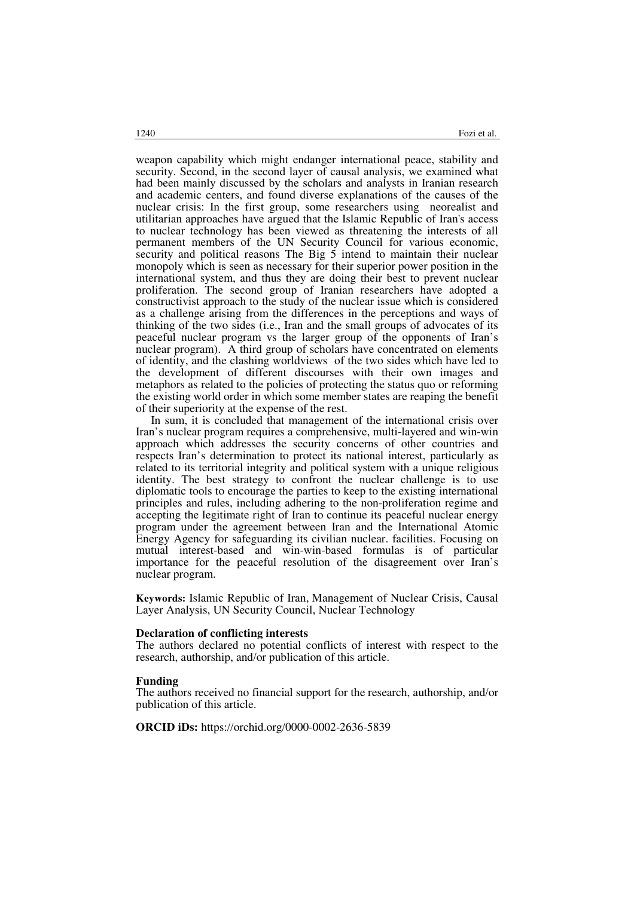weapon capability which might endanger international peace, stability and security. Second, in the second layer of causal analysis, we examined what had been mainly discussed by the scholars and analysts in Iranian research and academic centers, and found diverse explanations of the causes of the nuclear crisis: In the first group, some researchers using neorealist and utilitarian approaches have argued that the Islamic Republic of Iran's access to nuclear technology has been viewed as threatening the interests of all permanent members of the UN Security Council for various economic, security and political reasons The Big 5 intend to maintain their nuclear monopoly which is seen as necessary for their superior power position in the international system, and thus they are doing their best to prevent nuclear proliferation. The second group of Iranian researchers have adopted a constructivist approach to the study of the nuclear issue which is considered as a challenge arising from the differences in the perceptions and ways of thinking of the two sides (i.e., Iran and the small groups of advocates of its peaceful nuclear program vs the larger group of the opponents of Iran's nuclear program). A third group of scholars have concentrated on elements of identity, and the clashing worldviews of the two sides which have led to the development of different discourses with their own images and metaphors as related to the policies of protecting the status quo or reforming the existing world order in which some member states are reaping the benefit of their superiority at the expense of the rest.

In sum, it is concluded that management of the international crisis over Iran's nuclear program requires a comprehensive, multi-layered and win-win approach which addresses the security concerns of other countries and respects Iran's determination to protect its national interest, particularly as related to its territorial integrity and political system with a unique religious identity. The best strategy to confront the nuclear challenge is to use diplomatic tools to encourage the parties to keep to the existing international principles and rules, including adhering to the non-proliferation regime and accepting the legitimate right of Iran to continue its peaceful nuclear energy program under the agreement between Iran and the International Atomic Energy Agency for safeguarding its civilian nuclear. facilities. Focusing on mutual interest-based and win-win-based formulas is of particular importance for the peaceful resolution of the disagreement over Iran's nuclear program.

**Keywords:** Islamic Republic of Iran, Management of Nuclear Crisis, Causal Layer Analysis, UN Security Council, Nuclear Technology

**Declaration of conflicting interests**

The authors declared no potential conflicts of interest with respect to the research, authorship, and/or publication of this article.

**Funding**

The authors received no financial support for the research, authorship, and/or publication of this article.

**ORCID iDs:** https://orchid.org/0000-0002-2636-5839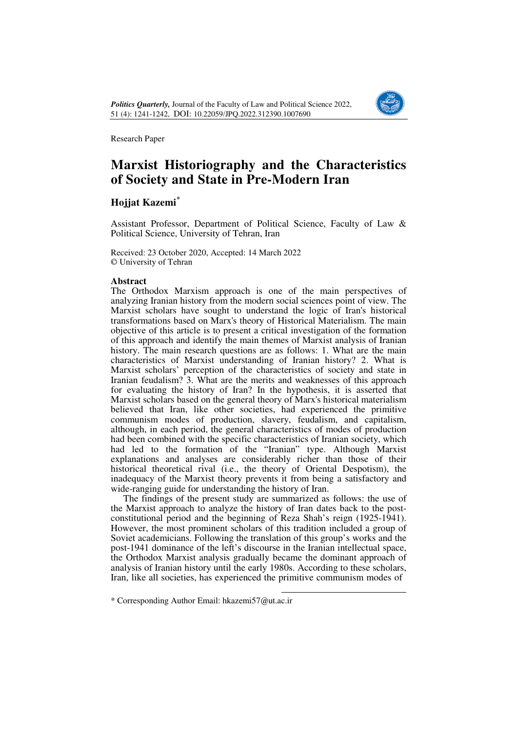Research Paper

# Marxist Historiography and the Characteristics of Society and State in Pre-Modern Iran

**Hojjat Kazemi***

Assistant Professor, Department of Political Science, Faculty of Law & Political Science, University of Tehran, Iran

Received: 23 October 2020, Accepted: 14 March 2022
© University of Tehran

**Abstract**

The Orthodox Marxism approach is one of the main perspectives of analyzing Iranian history from the modern social sciences point of view. The Marxist scholars have sought to understand the logic of Iran's historical transformations based on Marx's theory of Historical Materialism. The main objective of this article is to present a critical investigation of the formation of this approach and identify the main themes of Marxist analysis of Iranian history. The main research questions are as follows: 1. What are the main characteristics of Marxist understanding of Iranian history? 2. What is Marxist scholars' perception of the characteristics of society and state in Iranian feudalism? 3. What are the merits and weaknesses of this approach for evaluating the history of Iran? In the hypothesis, it is asserted that Marxist scholars based on the general theory of Marx's historical materialism believed that Iran, like other societies, had experienced the primitive communism modes of production, slavery, feudalism, and capitalism, although, in each period, the general characteristics of modes of production had been combined with the specific characteristics of Iranian society, which had led to the formation of the "Iranian" type. Although Marxist explanations and analyses are considerably richer than those of their historical theoretical rival (i.e., the theory of Oriental Despotism), the inadequacy of the Marxist theory prevents it from being a satisfactory and wide-ranging guide for understanding the history of Iran.

The findings of the present study are summarized as follows: the use of the Marxist approach to analyze the history of Iran dates back to the post-constitutional period and the beginning of Reza Shah's reign (1925-1941). However, the most prominent scholars of this tradition included a group of Soviet academicians. Following the translation of this group's works and the post-1941 dominance of the left's discourse in the Iranian intellectual space, the Orthodox Marxist analysis gradually became the dominant approach of analysis of Iranian history until the early 1980s. According to these scholars, Iran, like all societies, has experienced the primitive communism modes of

* Corresponding Author Email: hkazemi57@ut.ac.ir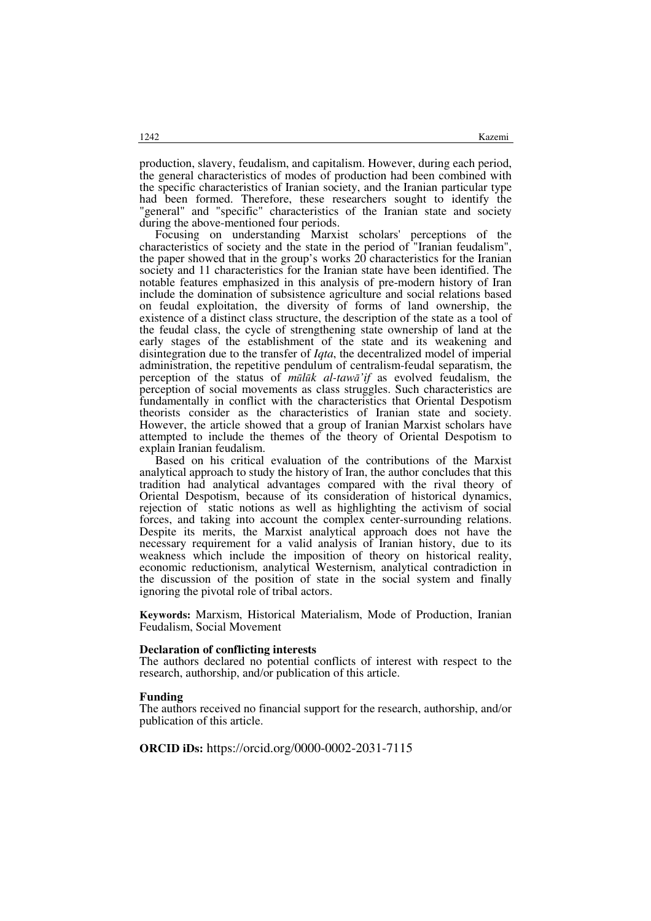production, slavery, feudalism, and capitalism. However, during each period, the general characteristics of modes of production had been combined with the specific characteristics of Iranian society, and the Iranian particular type had been formed. Therefore, these researchers sought to identify the "general" and "specific" characteristics of the Iranian state and society during the above-mentioned four periods.

Focusing on understanding Marxist scholars' perceptions of the characteristics of society and the state in the period of "Iranian feudalism", the paper showed that in the group's works 20 characteristics for the Iranian society and 11 characteristics for the Iranian state have been identified. The notable features emphasized in this analysis of pre-modern history of Iran include the domination of subsistence agriculture and social relations based on feudal exploitation, the diversity of forms of land ownership, the existence of a distinct class structure, the description of the state as a tool of the feudal class, the cycle of strengthening state ownership of land at the early stages of the establishment of the state and its weakening and disintegration due to the transfer of *Iqta*, the decentralized model of imperial administration, the repetitive pendulum of centralism-feudal separatism, the perception of the status of *mūlūk al-tawā'if* as evolved feudalism, the perception of social movements as class struggles. Such characteristics are fundamentally in conflict with the characteristics that Oriental Despotism theorists consider as the characteristics of Iranian state and society. However, the article showed that a group of Iranian Marxist scholars have attempted to include the themes of the theory of Oriental Despotism to explain Iranian feudalism.

Based on his critical evaluation of the contributions of the Marxist analytical approach to study the history of Iran, the author concludes that this tradition had analytical advantages compared with the rival theory of Oriental Despotism, because of its consideration of historical dynamics, rejection of static notions as well as highlighting the activism of social forces, and taking into account the complex center-surrounding relations. Despite its merits, the Marxist analytical approach does not have the necessary requirement for a valid analysis of Iranian history, due to its weakness which include the imposition of theory on historical reality, economic reductionism, analytical Westernism, analytical contradiction in the discussion of the position of state in the social system and finally ignoring the pivotal role of tribal actors.

**Keywords:** Marxism, Historical Materialism, Mode of Production, Iranian Feudalism, Social Movement

**Declaration of conflicting interests**

The authors declared no potential conflicts of interest with respect to the research, authorship, and/or publication of this article.

**Funding**

The authors received no financial support for the research, authorship, and/or publication of this article.

**ORCID iDs:** https://orcid.org/0000-0002-2031-7115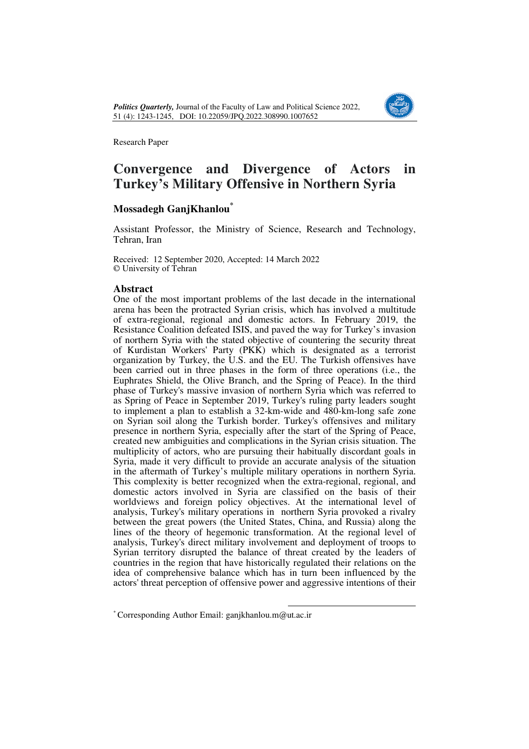Research Paper

# Convergence and Divergence of Actors in Turkey's Military Offensive in Northern Syria

## Mossadegh GanjKhanlou[*]

Assistant Professor, the Ministry of Science, Research and Technology, Tehran, Iran

Received: 12 September 2020, Accepted: 14 March 2022
© University of Tehran

## Abstract

One of the most important problems of the last decade in the international arena has been the protracted Syrian crisis, which has involved a multitude of extra-regional, regional and domestic actors. In February 2019, the Resistance Coalition defeated ISIS, and paved the way for Turkey's invasion of northern Syria with the stated objective of countering the security threat of Kurdistan Workers' Party (PKK) which is designated as a terrorist organization by Turkey, the U.S. and the EU. The Turkish offensives have been carried out in three phases in the form of three operations (i.e., the Euphrates Shield, the Olive Branch, and the Spring of Peace). In the third phase of Turkey's massive invasion of northern Syria which was referred to as Spring of Peace in September 2019, Turkey's ruling party leaders sought to implement a plan to establish a 32-km-wide and 480-km-long safe zone on Syrian soil along the Turkish border. Turkey's offensives and military presence in northern Syria, especially after the start of the Spring of Peace, created new ambiguities and complications in the Syrian crisis situation. The multiplicity of actors, who are pursuing their habitually discordant goals in Syria, made it very difficult to provide an accurate analysis of the situation in the aftermath of Turkey's multiple military operations in northern Syria. This complexity is better recognized when the extra-regional, regional, and domestic actors involved in Syria are classified on the basis of their worldviews and foreign policy objectives. At the international level of analysis, Turkey's military operations in northern Syria provoked a rivalry between the great powers (the United States, China, and Russia) along the lines of the theory of hegemonic transformation. At the regional level of analysis, Turkey's direct military involvement and deployment of troops to Syrian territory disrupted the balance of threat created by the leaders of countries in the region that have historically regulated their relations on the idea of comprehensive balance which has in turn been influenced by the actors' threat perception of offensive power and aggressive intentions of their

[*] Corresponding Author Email: ganjkhanlou.m@ut.ac.ir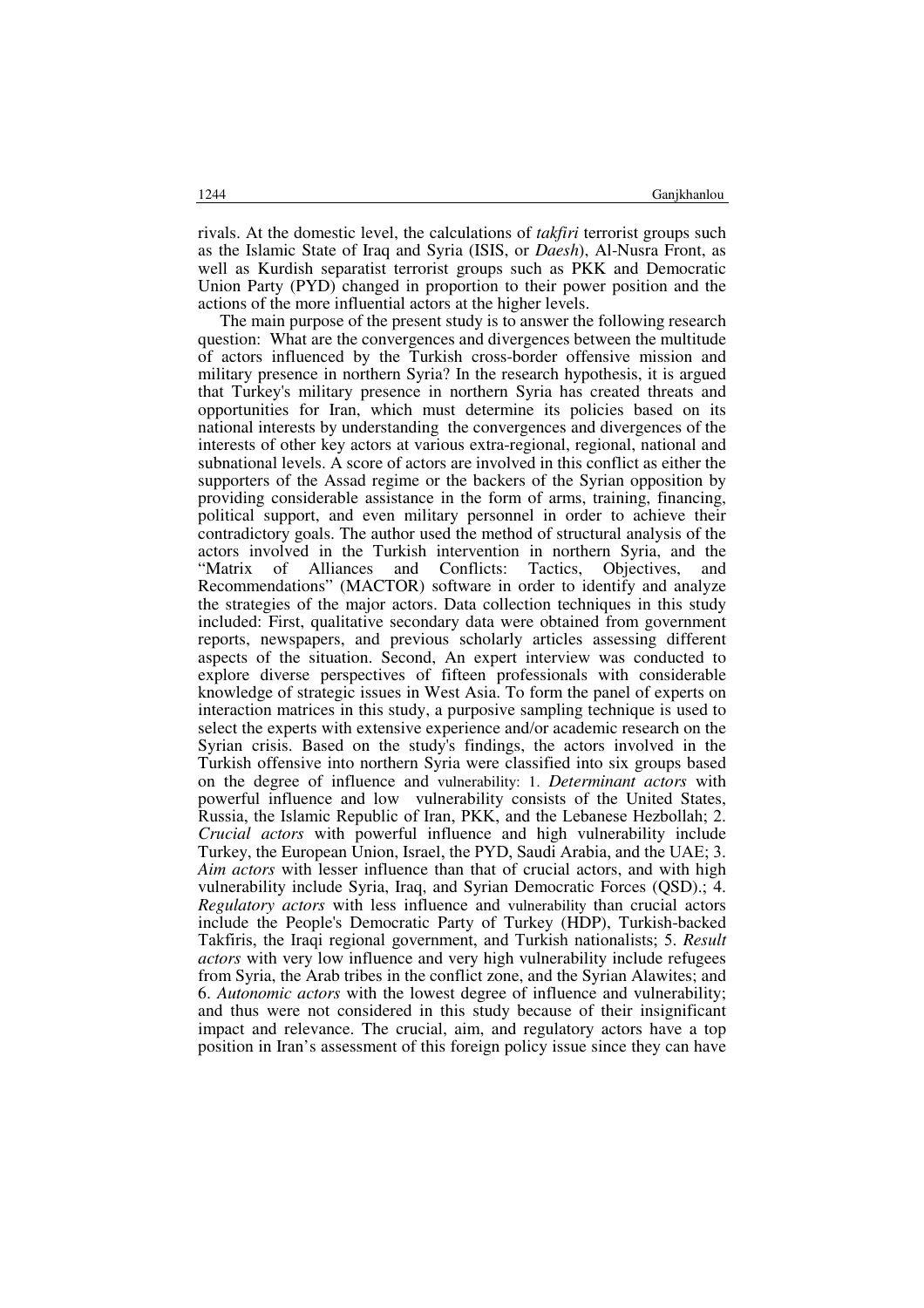rivals. At the domestic level, the calculations of *takfiri* terrorist groups such as the Islamic State of Iraq and Syria (ISIS, or *Daesh*), Al-Nusra Front, as well as Kurdish separatist terrorist groups such as PKK and Democratic Union Party (PYD) changed in proportion to their power position and the actions of the more influential actors at the higher levels.

The main purpose of the present study is to answer the following research question: What are the convergences and divergences between the multitude of actors influenced by the Turkish cross-border offensive mission and military presence in northern Syria? In the research hypothesis, it is argued that Turkey's military presence in northern Syria has created threats and opportunities for Iran, which must determine its policies based on its national interests by understanding the convergences and divergences of the interests of other key actors at various extra-regional, regional, national and subnational levels. A score of actors are involved in this conflict as either the supporters of the Assad regime or the backers of the Syrian opposition by providing considerable assistance in the form of arms, training, financing, political support, and even military personnel in order to achieve their contradictory goals. The author used the method of structural analysis of the actors involved in the Turkish intervention in northern Syria, and the "Matrix of Alliances and Conflicts: Tactics, Objectives, and Recommendations" (MACTOR) software in order to identify and analyze the strategies of the major actors. Data collection techniques in this study included: First, qualitative secondary data were obtained from government reports, newspapers, and previous scholarly articles assessing different aspects of the situation. Second, An expert interview was conducted to explore diverse perspectives of fifteen professionals with considerable knowledge of strategic issues in West Asia. To form the panel of experts on interaction matrices in this study, a purposive sampling technique is used to select the experts with extensive experience and/or academic research on the Syrian crisis. Based on the study's findings, the actors involved in the Turkish offensive into northern Syria were classified into six groups based on the degree of influence and vulnerability: 1. *Determinant actors* with powerful influence and low vulnerability consists of the United States, Russia, the Islamic Republic of Iran, PKK, and the Lebanese Hezbollah; 2. *Crucial actors* with powerful influence and high vulnerability include Turkey, the European Union, Israel, the PYD, Saudi Arabia, and the UAE; 3. *Aim actors* with lesser influence than that of crucial actors, and with high vulnerability include Syria, Iraq, and Syrian Democratic Forces (QSD).; 4. *Regulatory actors* with less influence and vulnerability than crucial actors include the People's Democratic Party of Turkey (HDP), Turkish-backed Takfiris, the Iraqi regional government, and Turkish nationalists; 5. *Result actors* with very low influence and very high vulnerability include refugees from Syria, the Arab tribes in the conflict zone, and the Syrian Alawites; and 6. *Autonomic actors* with the lowest degree of influence and vulnerability; and thus were not considered in this study because of their insignificant impact and relevance. The crucial, aim, and regulatory actors have a top position in Iran's assessment of this foreign policy issue since they can have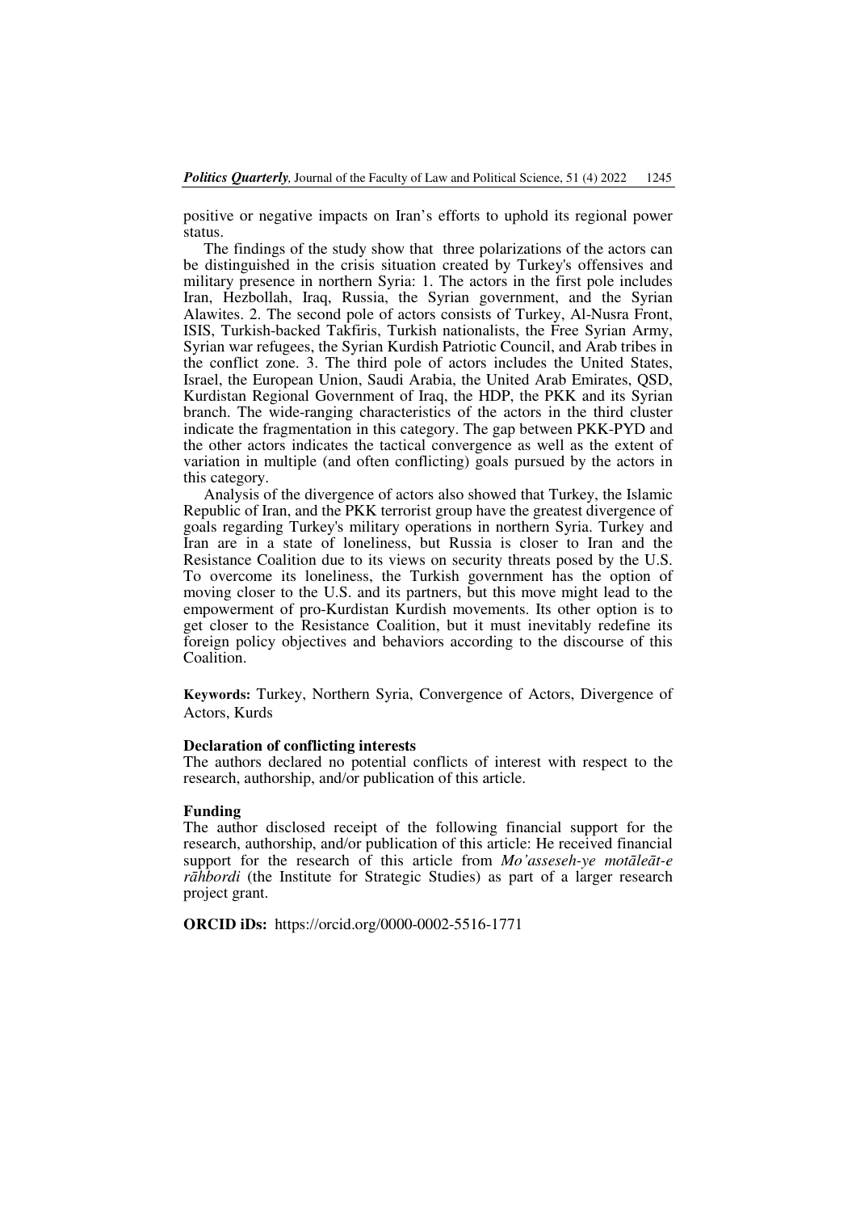positive or negative impacts on Iran's efforts to uphold its regional power status.

The findings of the study show that three polarizations of the actors can be distinguished in the crisis situation created by Turkey's offensives and military presence in northern Syria: 1. The actors in the first pole includes Iran, Hezbollah, Iraq, Russia, the Syrian government, and the Syrian Alawites. 2. The second pole of actors consists of Turkey, Al-Nusra Front, ISIS, Turkish-backed Takfiris, Turkish nationalists, the Free Syrian Army, Syrian war refugees, the Syrian Kurdish Patriotic Council, and Arab tribes in the conflict zone. 3. The third pole of actors includes the United States, Israel, the European Union, Saudi Arabia, the United Arab Emirates, QSD, Kurdistan Regional Government of Iraq, the HDP, the PKK and its Syrian branch. The wide-ranging characteristics of the actors in the third cluster indicate the fragmentation in this category. The gap between PKK-PYD and the other actors indicates the tactical convergence as well as the extent of variation in multiple (and often conflicting) goals pursued by the actors in this category.

Analysis of the divergence of actors also showed that Turkey, the Islamic Republic of Iran, and the PKK terrorist group have the greatest divergence of goals regarding Turkey's military operations in northern Syria. Turkey and Iran are in a state of loneliness, but Russia is closer to Iran and the Resistance Coalition due to its views on security threats posed by the U.S. To overcome its loneliness, the Turkish government has the option of moving closer to the U.S. and its partners, but this move might lead to the empowerment of pro-Kurdistan Kurdish movements. Its other option is to get closer to the Resistance Coalition, but it must inevitably redefine its foreign policy objectives and behaviors according to the discourse of this Coalition.

**Keywords:** Turkey, Northern Syria, Convergence of Actors, Divergence of Actors, Kurds

**Declaration of conflicting interests**

The authors declared no potential conflicts of interest with respect to the research, authorship, and/or publication of this article.

**Funding**

The author disclosed receipt of the following financial support for the research, authorship, and/or publication of this article: He received financial support for the research of this article from *Mo'asseseh-ye motāleāt-e rāhbordi* (the Institute for Strategic Studies) as part of a larger research project grant.

**ORCID iDs:** https://orcid.org/0000-0002-5516-1771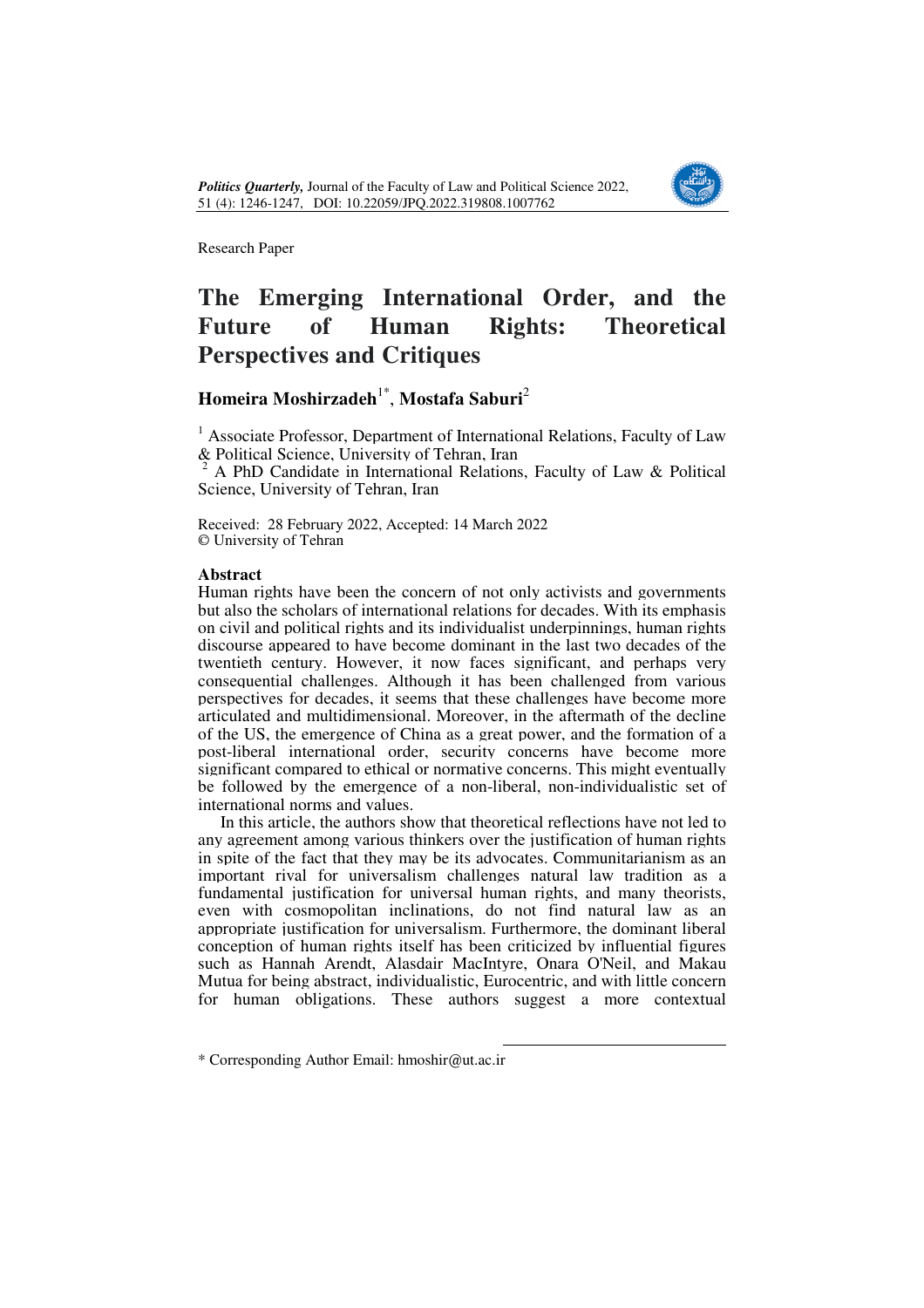Research Paper

# The Emerging International Order, and the Future of Human Rights: Theoretical Perspectives and Critiques

**Homeira Moshirzadeh**[1*], **Mostafa Saburi**[2]

[1] Associate Professor, Department of International Relations, Faculty of Law & Political Science, University of Tehran, Iran

[2] A PhD Candidate in International Relations, Faculty of Law & Political Science, University of Tehran, Iran

Received: 28 February 2022, Accepted: 14 March 2022
© University of Tehran

### Abstract

Human rights have been the concern of not only activists and governments but also the scholars of international relations for decades. With its emphasis on civil and political rights and its individualist underpinnings, human rights discourse appeared to have become dominant in the last two decades of the twentieth century. However, it now faces significant, and perhaps very consequential challenges. Although it has been challenged from various perspectives for decades, it seems that these challenges have become more articulated and multidimensional. Moreover, in the aftermath of the decline of the US, the emergence of China as a great power, and the formation of a post-liberal international order, security concerns have become more significant compared to ethical or normative concerns. This might eventually be followed by the emergence of a non-liberal, non-individualistic set of international norms and values.

In this article, the authors show that theoretical reflections have not led to any agreement among various thinkers over the justification of human rights in spite of the fact that they may be its advocates. Communitarianism as an important rival for universalism challenges natural law tradition as a fundamental justification for universal human rights, and many theorists, even with cosmopolitan inclinations, do not find natural law as an appropriate justification for universalism. Furthermore, the dominant liberal conception of human rights itself has been criticized by influential figures such as Hannah Arendt, Alasdair MacIntyre, Onara O'Neil, and Makau Mutua for being abstract, individualistic, Eurocentric, and with little concern for human obligations. These authors suggest a more contextual

\* Corresponding Author Email: hmoshir@ut.ac.ir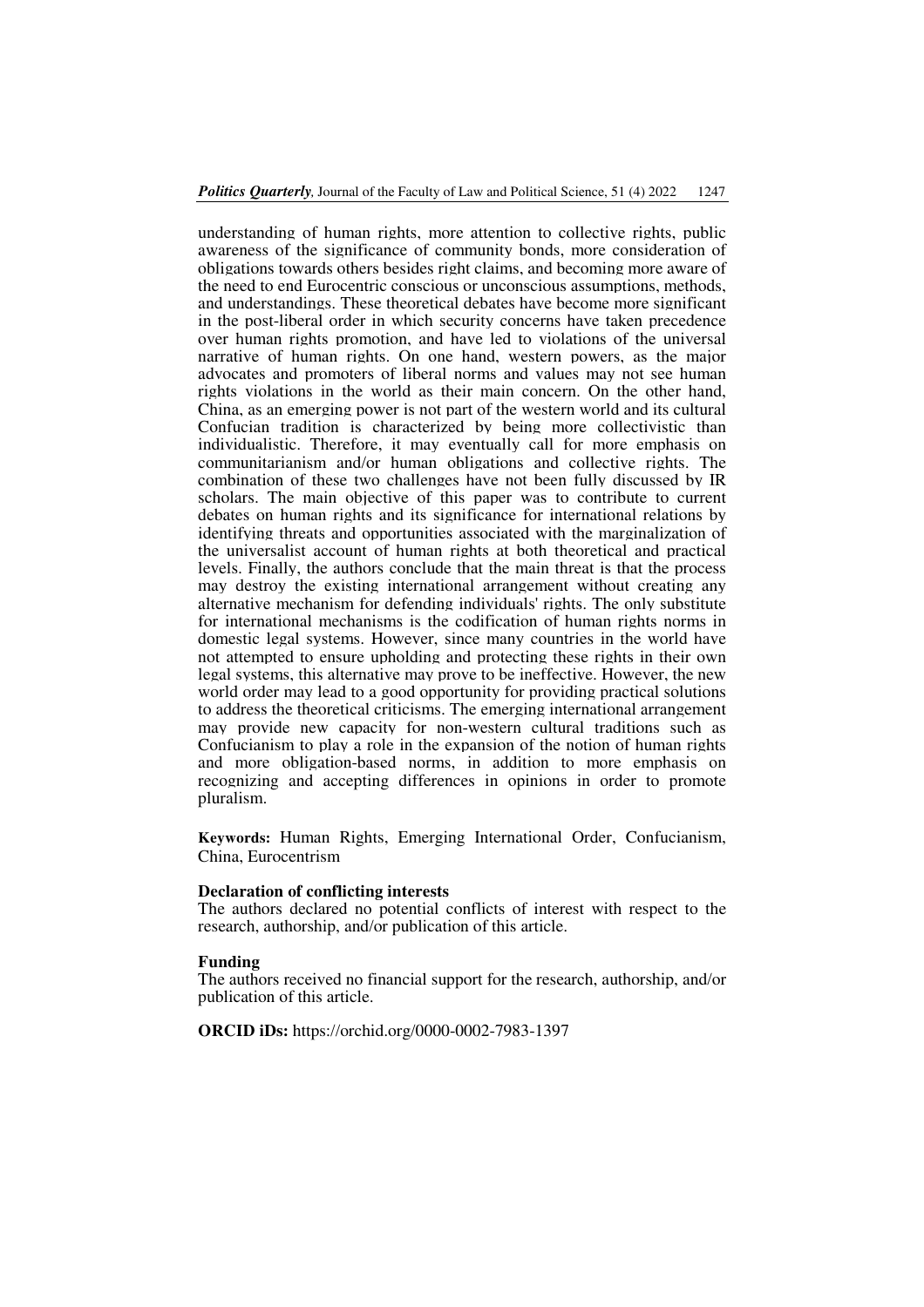understanding of human rights, more attention to collective rights, public awareness of the significance of community bonds, more consideration of obligations towards others besides right claims, and becoming more aware of the need to end Eurocentric conscious or unconscious assumptions, methods, and understandings. These theoretical debates have become more significant in the post-liberal order in which security concerns have taken precedence over human rights promotion, and have led to violations of the universal narrative of human rights. On one hand, western powers, as the major advocates and promoters of liberal norms and values may not see human rights violations in the world as their main concern. On the other hand, China, as an emerging power is not part of the western world and its cultural Confucian tradition is characterized by being more collectivistic than individualistic. Therefore, it may eventually call for more emphasis on communitarianism and/or human obligations and collective rights. The combination of these two challenges have not been fully discussed by IR scholars. The main objective of this paper was to contribute to current debates on human rights and its significance for international relations by identifying threats and opportunities associated with the marginalization of the universalist account of human rights at both theoretical and practical levels. Finally, the authors conclude that the main threat is that the process may destroy the existing international arrangement without creating any alternative mechanism for defending individuals' rights. The only substitute for international mechanisms is the codification of human rights norms in domestic legal systems. However, since many countries in the world have not attempted to ensure upholding and protecting these rights in their own legal systems, this alternative may prove to be ineffective. However, the new world order may lead to a good opportunity for providing practical solutions to address the theoretical criticisms. The emerging international arrangement may provide new capacity for non-western cultural traditions such as Confucianism to play a role in the expansion of the notion of human rights and more obligation-based norms, in addition to more emphasis on recognizing and accepting differences in opinions in order to promote pluralism.

**Keywords:** Human Rights, Emerging International Order, Confucianism, China, Eurocentrism

**Declaration of conflicting interests**

The authors declared no potential conflicts of interest with respect to the research, authorship, and/or publication of this article.

**Funding**

The authors received no financial support for the research, authorship, and/or publication of this article.

**ORCID iDs:** https://orchid.org/0000-0002-7983-1397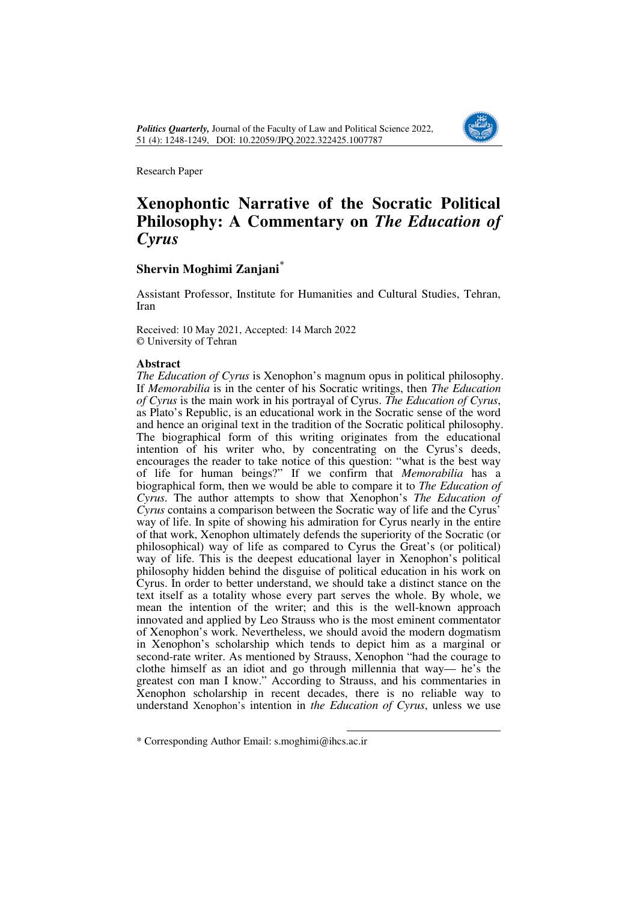Research Paper

# Xenophontic Narrative of the Socratic Political Philosophy: A Commentary on *The Education of Cyrus*

## Shervin Moghimi Zanjani*

Assistant Professor, Institute for Humanities and Cultural Studies, Tehran, Iran

Received: 10 May 2021, Accepted: 14 March 2022
© University of Tehran

### Abstract

*The Education of Cyrus* is Xenophon's magnum opus in political philosophy. If *Memorabilia* is in the center of his Socratic writings, then *The Education of Cyrus* is the main work in his portrayal of Cyrus. *The Education of Cyrus*, as Plato's Republic, is an educational work in the Socratic sense of the word and hence an original text in the tradition of the Socratic political philosophy. The biographical form of this writing originates from the educational intention of his writer who, by concentrating on the Cyrus's deeds, encourages the reader to take notice of this question: "what is the best way of life for human beings?" If we confirm that *Memorabilia* has a biographical form, then we would be able to compare it to *The Education of Cyrus*. The author attempts to show that Xenophon's *The Education of Cyrus* contains a comparison between the Socratic way of life and the Cyrus' way of life. In spite of showing his admiration for Cyrus nearly in the entire of that work, Xenophon ultimately defends the superiority of the Socratic (or philosophical) way of life as compared to Cyrus the Great's (or political) way of life. This is the deepest educational layer in Xenophon's political philosophy hidden behind the disguise of political education in his work on Cyrus. In order to better understand, we should take a distinct stance on the text itself as a totality whose every part serves the whole. By whole, we mean the intention of the writer; and this is the well-known approach innovated and applied by Leo Strauss who is the most eminent commentator of Xenophon's work. Nevertheless, we should avoid the modern dogmatism in Xenophon's scholarship which tends to depict him as a marginal or second-rate writer. As mentioned by Strauss, Xenophon "had the courage to clothe himself as an idiot and go through millennia that way— he's the greatest con man I know." According to Strauss, and his commentaries in Xenophon scholarship in recent decades, there is no reliable way to understand Xenophon's intention in *the Education of Cyrus*, unless we use

---

\* Corresponding Author Email: s.moghimi@ihcs.ac.ir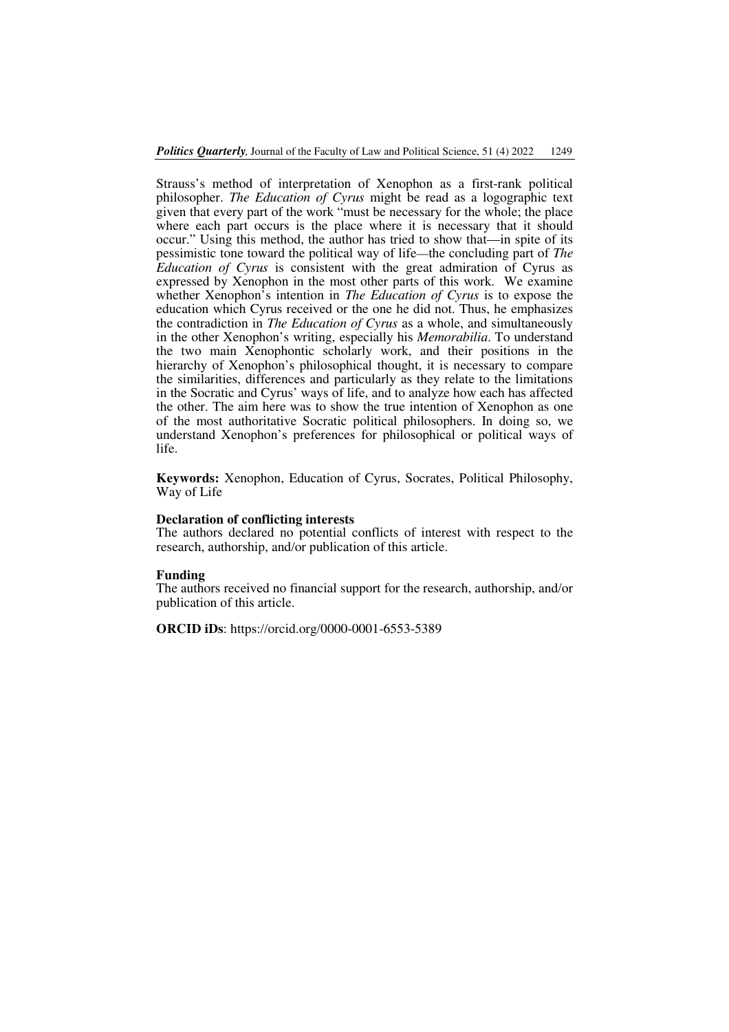Strauss's method of interpretation of Xenophon as a first-rank political philosopher. *The Education of Cyrus* might be read as a logographic text given that every part of the work "must be necessary for the whole; the place where each part occurs is the place where it is necessary that it should occur." Using this method, the author has tried to show that—in spite of its pessimistic tone toward the political way of life—the concluding part of *The Education of Cyrus* is consistent with the great admiration of Cyrus as expressed by Xenophon in the most other parts of this work. We examine whether Xenophon's intention in *The Education of Cyrus* is to expose the education which Cyrus received or the one he did not. Thus, he emphasizes the contradiction in *The Education of Cyrus* as a whole, and simultaneously in the other Xenophon's writing, especially his *Memorabilia*. To understand the two main Xenophontic scholarly work, and their positions in the hierarchy of Xenophon's philosophical thought, it is necessary to compare the similarities, differences and particularly as they relate to the limitations in the Socratic and Cyrus' ways of life, and to analyze how each has affected the other. The aim here was to show the true intention of Xenophon as one of the most authoritative Socratic political philosophers. In doing so, we understand Xenophon's preferences for philosophical or political ways of life.

**Keywords:** Xenophon, Education of Cyrus, Socrates, Political Philosophy, Way of Life

**Declaration of conflicting interests**

The authors declared no potential conflicts of interest with respect to the research, authorship, and/or publication of this article.

**Funding**

The authors received no financial support for the research, authorship, and/or publication of this article.

**ORCID iDs**: https://orcid.org/0000-0001-6553-5389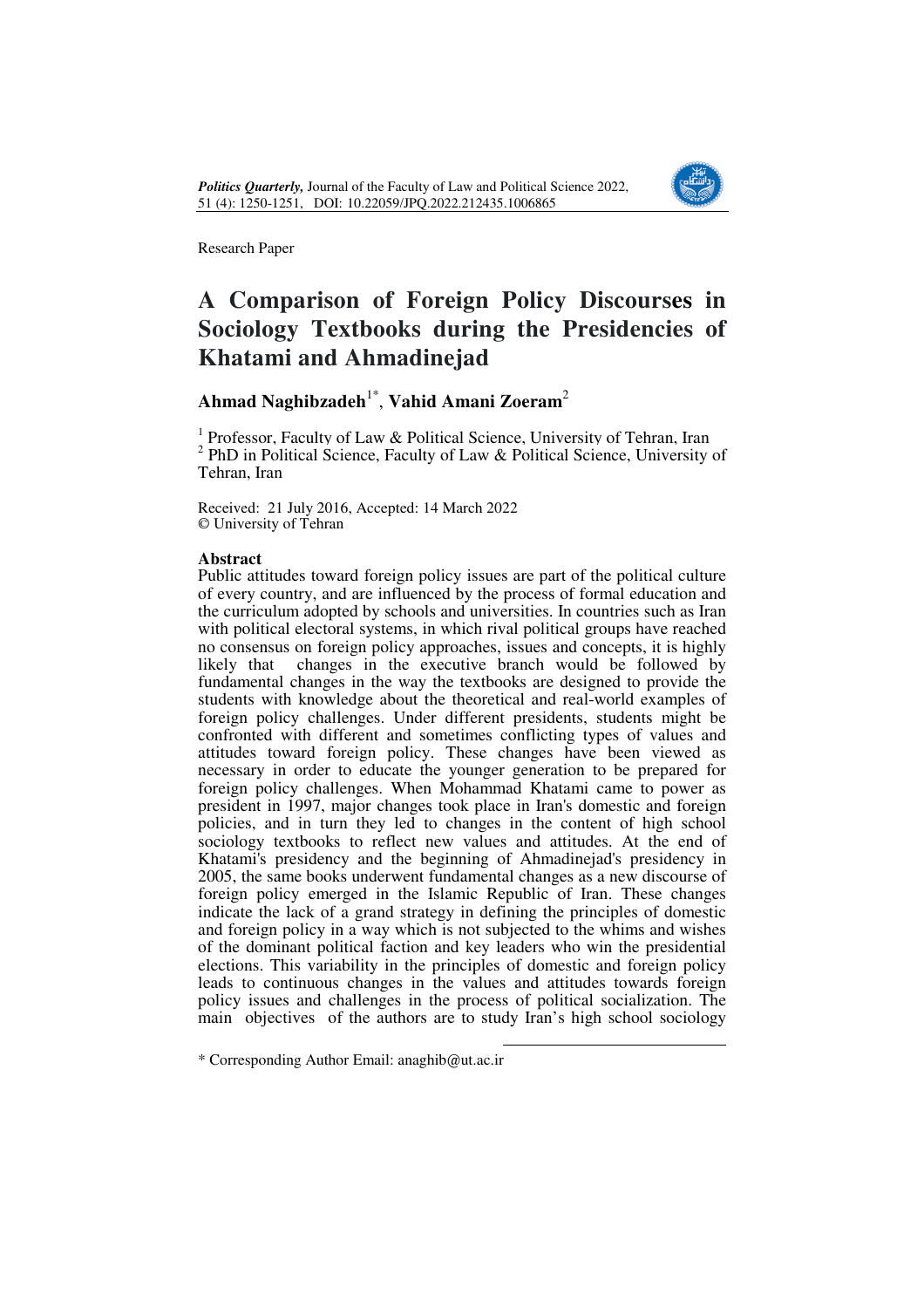Research Paper

# A Comparison of Foreign Policy Discourses in Sociology Textbooks during the Presidencies of Khatami and Ahmadinejad

**Ahmad Naghibzadeh**[1*], **Vahid Amani Zoeram**[2]

[1] Professor, Faculty of Law & Political Science, University of Tehran, Iran
[2] PhD in Political Science, Faculty of Law & Political Science, University of Tehran, Iran

Received: 21 July 2016, Accepted: 14 March 2022
© University of Tehran

### Abstract

Public attitudes toward foreign policy issues are part of the political culture of every country, and are influenced by the process of formal education and the curriculum adopted by schools and universities. In countries such as Iran with political electoral systems, in which rival political groups have reached no consensus on foreign policy approaches, issues and concepts, it is highly likely that changes in the executive branch would be followed by fundamental changes in the way the textbooks are designed to provide the students with knowledge about the theoretical and real-world examples of foreign policy challenges. Under different presidents, students might be confronted with different and sometimes conflicting types of values and attitudes toward foreign policy. These changes have been viewed as necessary in order to educate the younger generation to be prepared for foreign policy challenges. When Mohammad Khatami came to power as president in 1997, major changes took place in Iran's domestic and foreign policies, and in turn they led to changes in the content of high school sociology textbooks to reflect new values and attitudes. At the end of Khatami's presidency and the beginning of Ahmadinejad's presidency in 2005, the same books underwent fundamental changes as a new discourse of foreign policy emerged in the Islamic Republic of Iran. These changes indicate the lack of a grand strategy in defining the principles of domestic and foreign policy in a way which is not subjected to the whims and wishes of the dominant political faction and key leaders who win the presidential elections. This variability in the principles of domestic and foreign policy leads to continuous changes in the values and attitudes towards foreign policy issues and challenges in the process of political socialization. The main objectives of the authors are to study Iran's high school sociology

\* Corresponding Author Email: anaghib@ut.ac.ir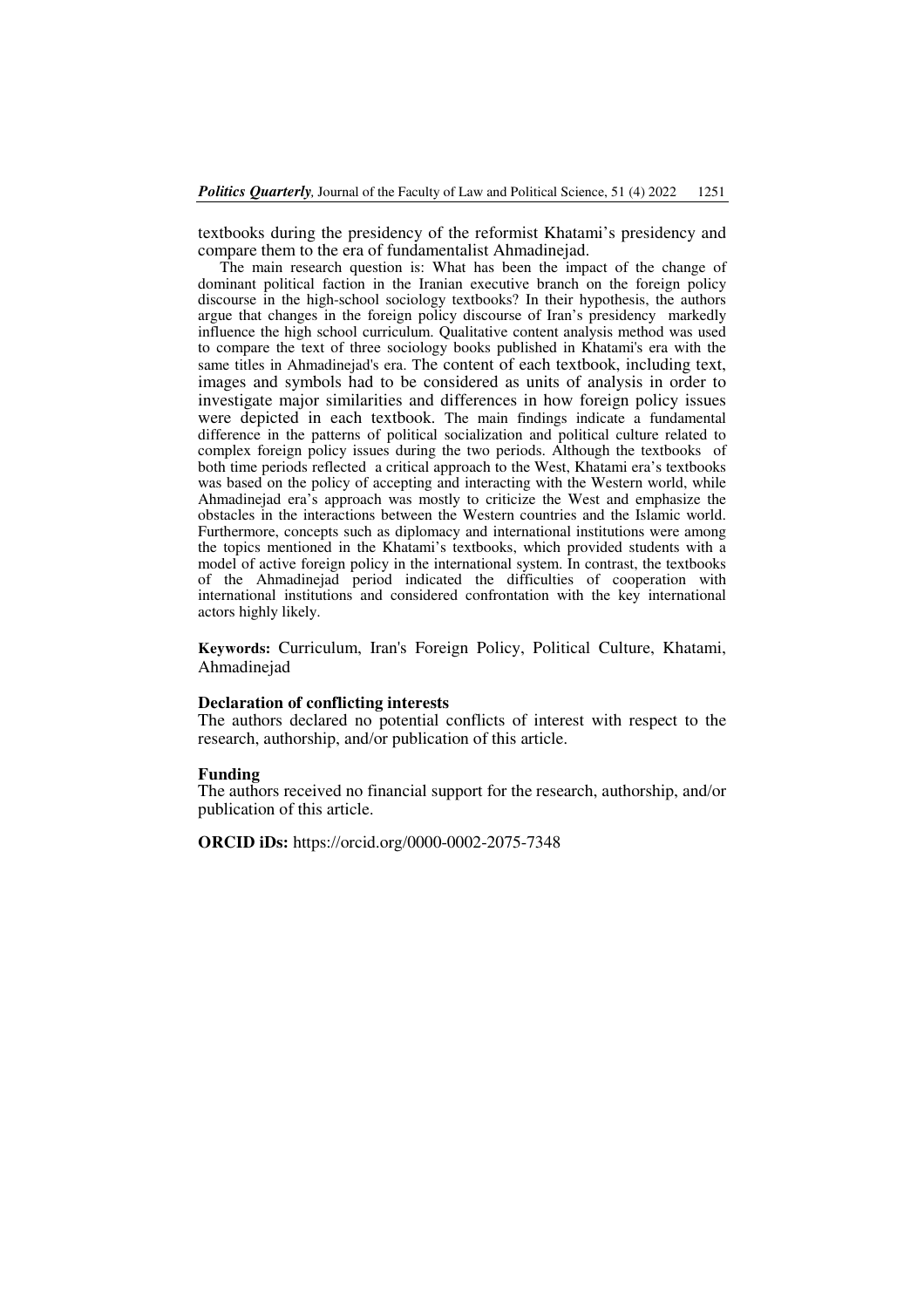textbooks during the presidency of the reformist Khatami's presidency and compare them to the era of fundamentalist Ahmadinejad.

The main research question is: What has been the impact of the change of dominant political faction in the Iranian executive branch on the foreign policy discourse in the high-school sociology textbooks? In their hypothesis, the authors argue that changes in the foreign policy discourse of Iran's presidency markedly influence the high school curriculum. Qualitative content analysis method was used to compare the text of three sociology books published in Khatami's era with the same titles in Ahmadinejad's era. The content of each textbook, including text, images and symbols had to be considered as units of analysis in order to investigate major similarities and differences in how foreign policy issues were depicted in each textbook. The main findings indicate a fundamental difference in the patterns of political socialization and political culture related to complex foreign policy issues during the two periods. Although the textbooks of both time periods reflected a critical approach to the West, Khatami era's textbooks was based on the policy of accepting and interacting with the Western world, while Ahmadinejad era's approach was mostly to criticize the West and emphasize the obstacles in the interactions between the Western countries and the Islamic world. Furthermore, concepts such as diplomacy and international institutions were among the topics mentioned in the Khatami's textbooks, which provided students with a model of active foreign policy in the international system. In contrast, the textbooks of the Ahmadinejad period indicated the difficulties of cooperation with international institutions and considered confrontation with the key international actors highly likely.

**Keywords:** Curriculum, Iran's Foreign Policy, Political Culture, Khatami, Ahmadinejad

**Declaration of conflicting interests**

The authors declared no potential conflicts of interest with respect to the research, authorship, and/or publication of this article.

**Funding**

The authors received no financial support for the research, authorship, and/or publication of this article.

**ORCID iDs:** https://orcid.org/0000-0002-2075-7348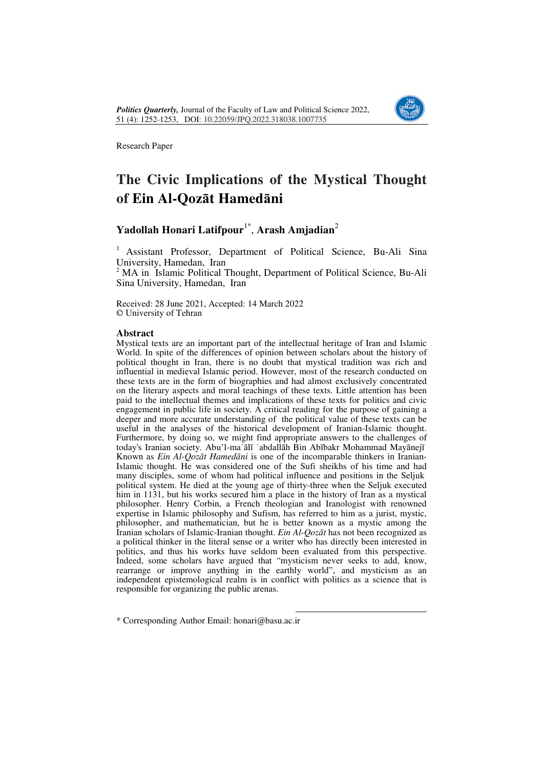*Politics Quarterly,* Journal of the Faculty of Law and Political Science 2022, 51 (4): 1252-1253, DOI: 10.22059/JPQ.2022.318038.1007735

Research Paper

# The Civic Implications of the Mystical Thought of Ein Al-Qozāt Hamedāni

**Yadollah Honari Latifpour**[1*], **Arash Amjadian**[2]

[1] Assistant Professor, Department of Political Science, Bu-Ali Sina University, Hamedan, Iran

[2] MA in Islamic Political Thought, Department of Political Science, Bu-Ali Sina University, Hamedan, Iran

Received: 28 June 2021, Accepted: 14 March 2022
© University of Tehran

## Abstract

Mystical texts are an important part of the intellectual heritage of Iran and Islamic World. In spite of the differences of opinion between scholars about the history of political thought in Iran, there is no doubt that mystical tradition was rich and influential in medieval Islamic period. However, most of the research conducted on these texts are in the form of biographies and had almost exclusively concentrated on the literary aspects and moral teachings of these texts. Little attention has been paid to the intellectual themes and implications of these texts for politics and civic engagement in public life in society. A critical reading for the purpose of gaining a deeper and more accurate understanding of the political value of these texts can be useful in the analyses of the historical development of Iranian-Islamic thought. Furthermore, by doing so, we might find appropriate answers to the challenges of today's Iranian society. Abu'l-maʿālī ʿabdallāh Bin Abībakr Mohammad Mayānejī Known as *Ein Al-Qozāt Hamedāni* is one of the incomparable thinkers in Iranian-Islamic thought. He was considered one of the Sufi sheikhs of his time and had many disciples, some of whom had political influence and positions in the Seljuk political system. He died at the young age of thirty-three when the Seljuk executed him in 1131, but his works secured him a place in the history of Iran as a mystical philosopher. Henry Corbin, a French theologian and Iranologist with renowned expertise in Islamic philosophy and Sufism, has referred to him as a jurist, mystic, philosopher, and mathematician, but he is better known as a mystic among the Iranian scholars of Islamic-Iranian thought. *Ein Al-Qozāt* has not been recognized as a political thinker in the literal sense or a writer who has directly been interested in politics, and thus his works have seldom been evaluated from this perspective. Indeed, some scholars have argued that "mysticism never seeks to add, know, rearrange or improve anything in the earthly world", and mysticism as an independent epistemological realm is in conflict with politics as a science that is responsible for organizing the public arenas.

---

\* Corresponding Author Email: honari@basu.ac.ir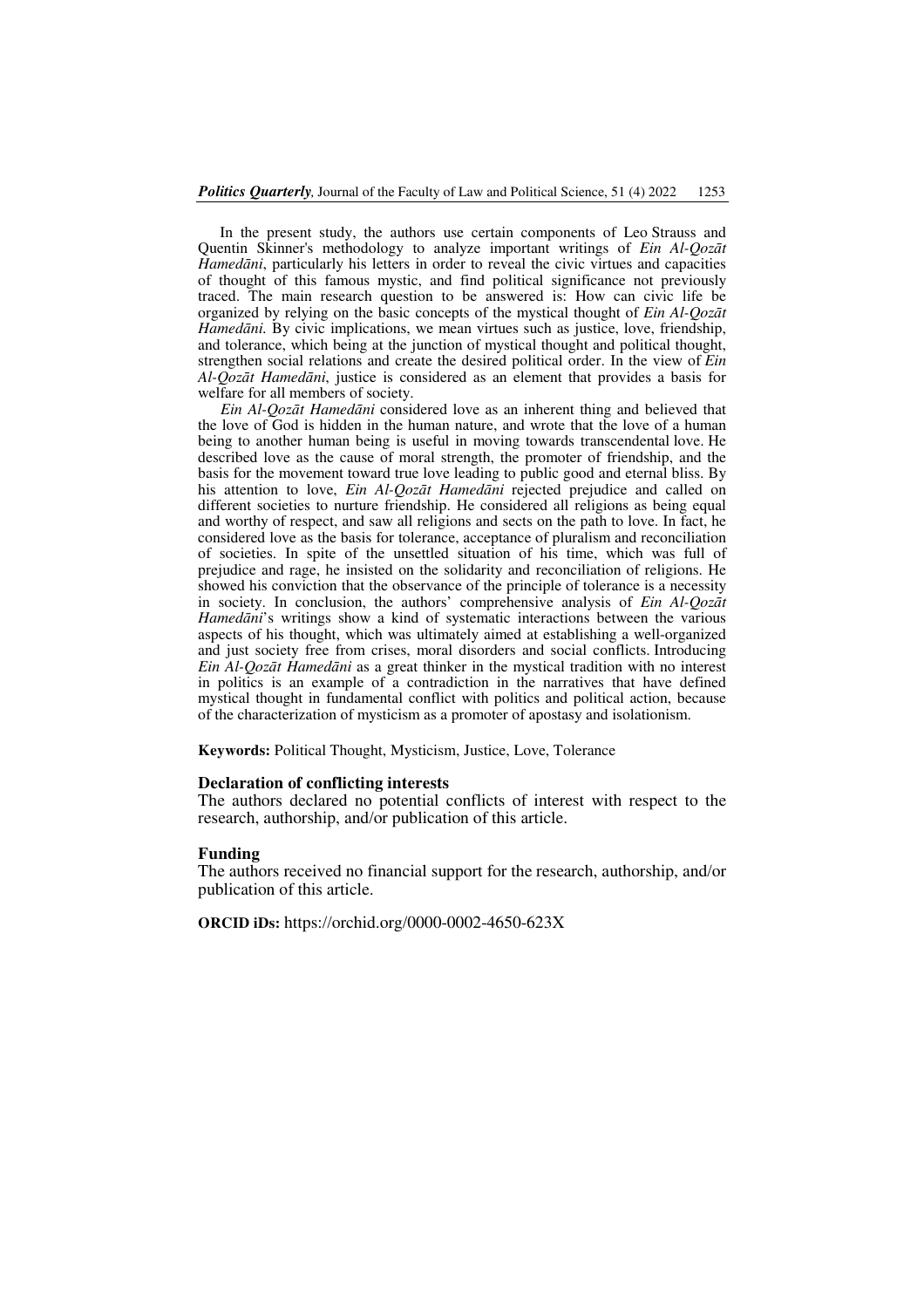In the present study, the authors use certain components of Leo Strauss and Quentin Skinner's methodology to analyze important writings of *Ein Al-Qozāt Hamedāni*, particularly his letters in order to reveal the civic virtues and capacities of thought of this famous mystic, and find political significance not previously traced. The main research question to be answered is: How can civic life be organized by relying on the basic concepts of the mystical thought of *Ein Al-Qozāt Hamedāni.* By civic implications, we mean virtues such as justice, love, friendship, and tolerance, which being at the junction of mystical thought and political thought, strengthen social relations and create the desired political order. In the view of *Ein Al-Qozāt Hamedāni*, justice is considered as an element that provides a basis for welfare for all members of society.

*Ein Al-Qozāt Hamedāni* considered love as an inherent thing and believed that the love of God is hidden in the human nature, and wrote that the love of a human being to another human being is useful in moving towards transcendental love. He described love as the cause of moral strength, the promoter of friendship, and the basis for the movement toward true love leading to public good and eternal bliss. By his attention to love, *Ein Al-Qozāt Hamedāni* rejected prejudice and called on different societies to nurture friendship. He considered all religions as being equal and worthy of respect, and saw all religions and sects on the path to love. In fact, he considered love as the basis for tolerance, acceptance of pluralism and reconciliation of societies. In spite of the unsettled situation of his time, which was full of prejudice and rage, he insisted on the solidarity and reconciliation of religions. He showed his conviction that the observance of the principle of tolerance is a necessity in society. In conclusion, the authors' comprehensive analysis of *Ein Al-Qozāt Hamedāni*'s writings show a kind of systematic interactions between the various aspects of his thought, which was ultimately aimed at establishing a well-organized and just society free from crises, moral disorders and social conflicts. Introducing *Ein Al-Qozāt Hamedāni* as a great thinker in the mystical tradition with no interest in politics is an example of a contradiction in the narratives that have defined mystical thought in fundamental conflict with politics and political action, because of the characterization of mysticism as a promoter of apostasy and isolationism.

**Keywords:** Political Thought, Mysticism, Justice, Love, Tolerance

### Declaration of conflicting interests

The authors declared no potential conflicts of interest with respect to the research, authorship, and/or publication of this article.

### Funding

The authors received no financial support for the research, authorship, and/or publication of this article.

**ORCID iDs:** https://orchid.org/0000-0002-4650-623X